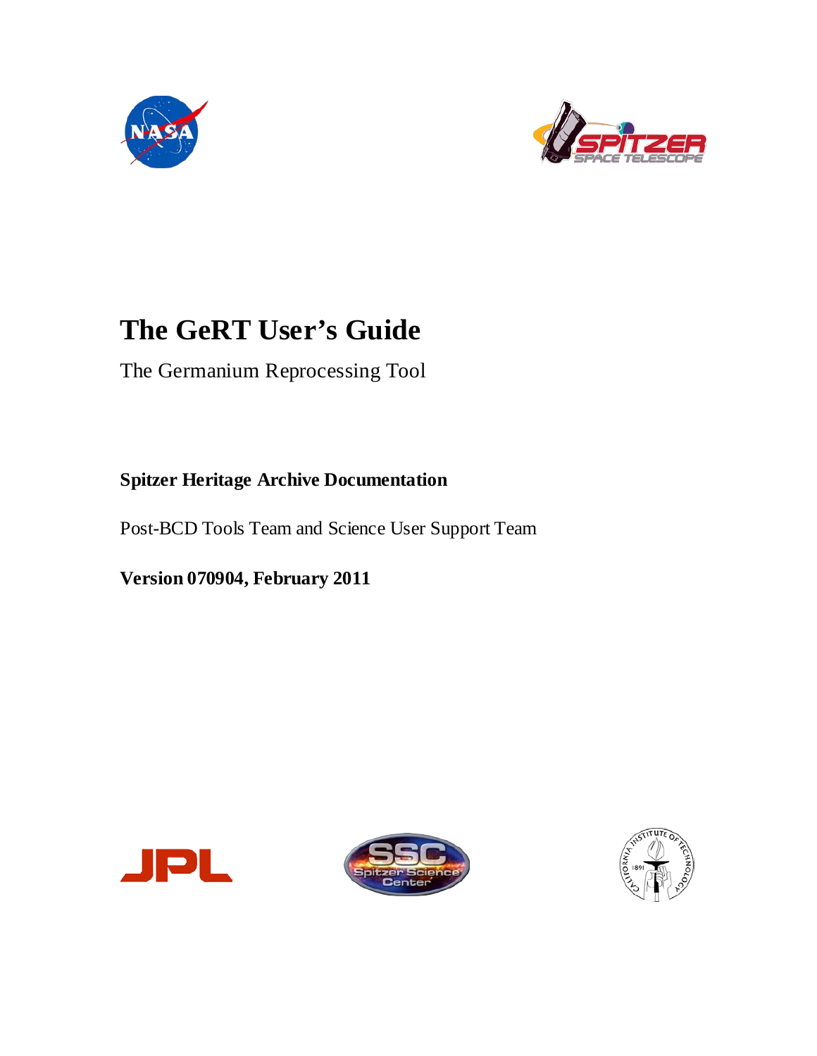# The GeRT User's Guide

The Germanium Reprocessing Tool

**Spitzer Heritage Archive Documentation**

Post-BCD Tools Team and Science User Support Team

**Version 070904, February 2011**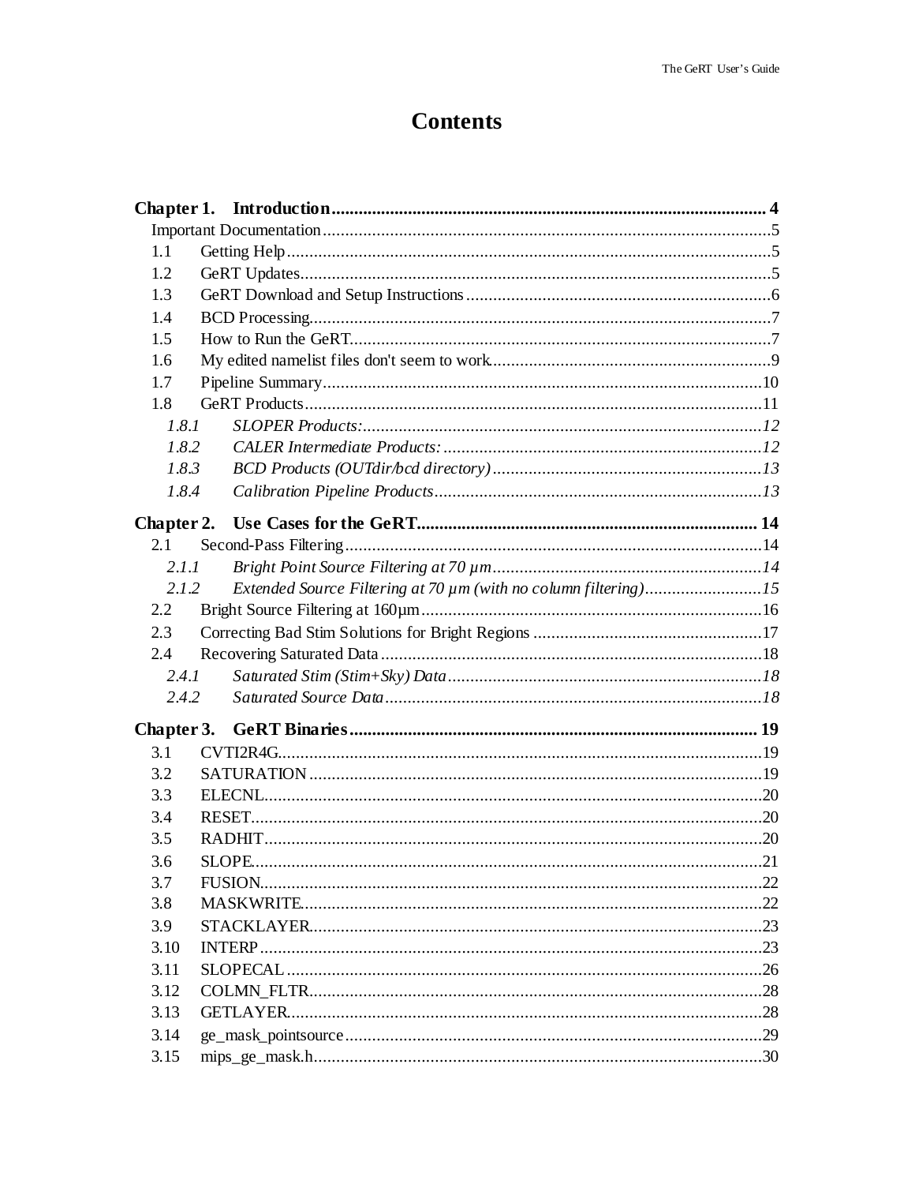# Contents

**Chapter 1. Introduction** ........ **4**

Important Documentation ........ 5

1.1 Getting Help ........ 5

1.2 GeRT Updates ........ 5

1.3 GeRT Download and Setup Instructions ........ 6

1.4 BCD Processing ........ 7

1.5 How to Run the GeRT ........ 7

1.6 My edited namelist files don't seem to work ........ 9

1.7 Pipeline Summary ........ 10

1.8 GeRT Products ........ 11

*1.8.1 SLOPER Products:* ........ *12*

*1.8.2 CALER Intermediate Products:* ........ *12*

*1.8.3 BCD Products (OUTdir/bcd directory)* ........ *13*

*1.8.4 Calibration Pipeline Products* ........ *13*

**Chapter 2. Use Cases for the GeRT** ........ **14**

2.1 Second-Pass Filtering ........ 14

*2.1.1 Bright Point Source Filtering at 70 µm* ........ *14*

*2.1.2 Extended Source Filtering at 70 µm (with no column filtering)* ........ *15*

2.2 Bright Source Filtering at 160µm ........ 16

2.3 Correcting Bad Stim Solutions for Bright Regions ........ 17

2.4 Recovering Saturated Data ........ 18

*2.4.1 Saturated Stim (Stim+Sky) Data* ........ *18*

*2.4.2 Saturated Source Data* ........ *18*

**Chapter 3. GeRT Binaries** ........ **19**

3.1 CVTI2R4G ........ 19

3.2 SATURATION ........ 19

3.3 ELECNL ........ 20

3.4 RESET ........ 20

3.5 RADHIT ........ 20

3.6 SLOPE ........ 21

3.7 FUSION ........ 22

3.8 MASKWRITE ........ 22

3.9 STACKLAYER ........ 23

3.10 INTERP ........ 23

3.11 SLOPECAL ........ 26

3.12 COLMN_FLTR ........ 28

3.13 GETLAYER ........ 28

3.14 ge_mask_pointsource ........ 29

3.15 mips_ge_mask.h ........ 30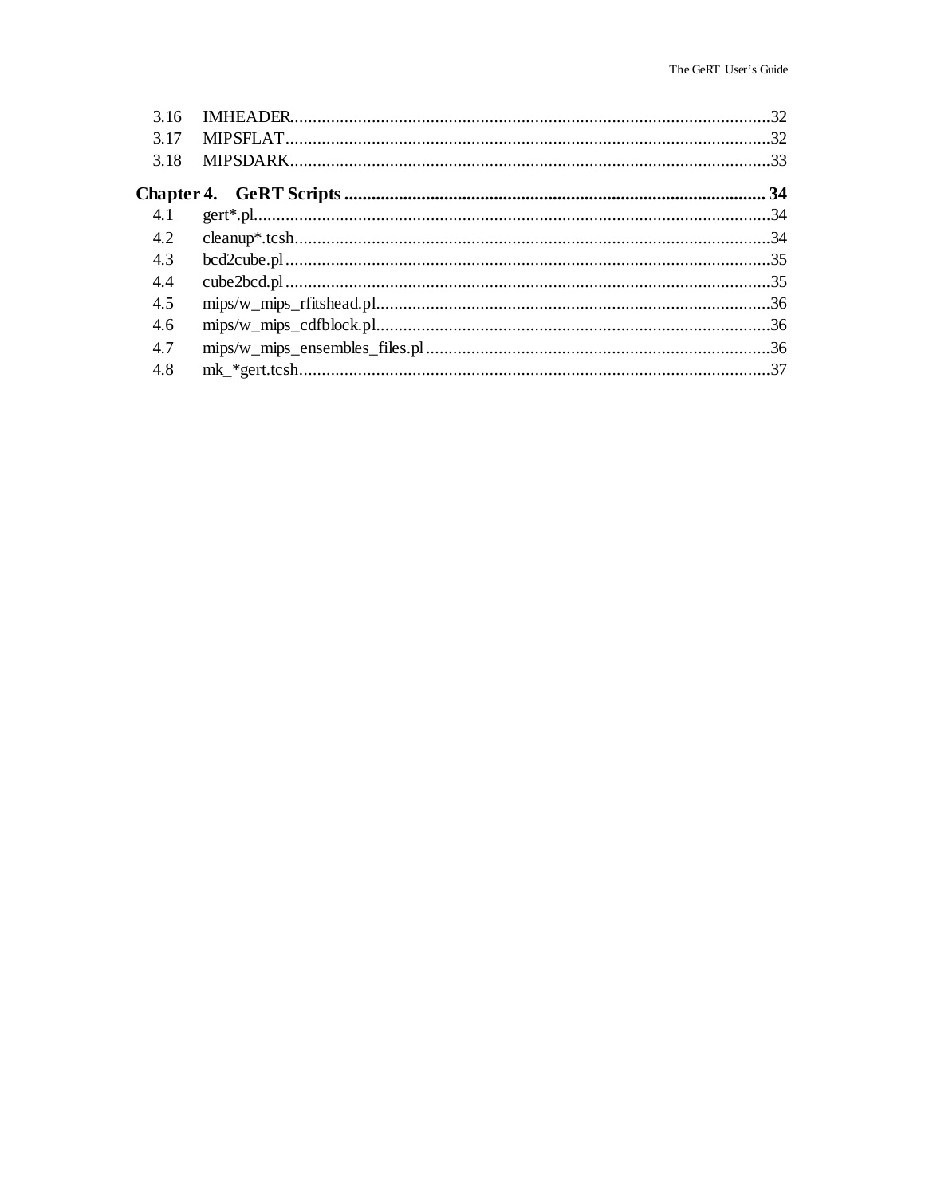3.16 IMHEADER....................................................................................................32
3.17 MIPSFLAT......................................................................................................32
3.18 MIPSDARK.....................................................................................................33

**Chapter 4. GeRT Scripts ..................................................................................... 34**
4.1 gert*.pl..............................................................................................................34
4.2 cleanup*.tcsh....................................................................................................34
4.3 bcd2cube.pl.......................................................................................................35
4.4 cube2bcd.pl.......................................................................................................35
4.5 mips/w_mips_rfitshead.pl.................................................................................36
4.6 mips/w_mips_cdfblock.pl..................................................................................36
4.7 mips/w_mips_ensembles_files.pl......................................................................36
4.8 mk_*gert.tcsh....................................................................................................37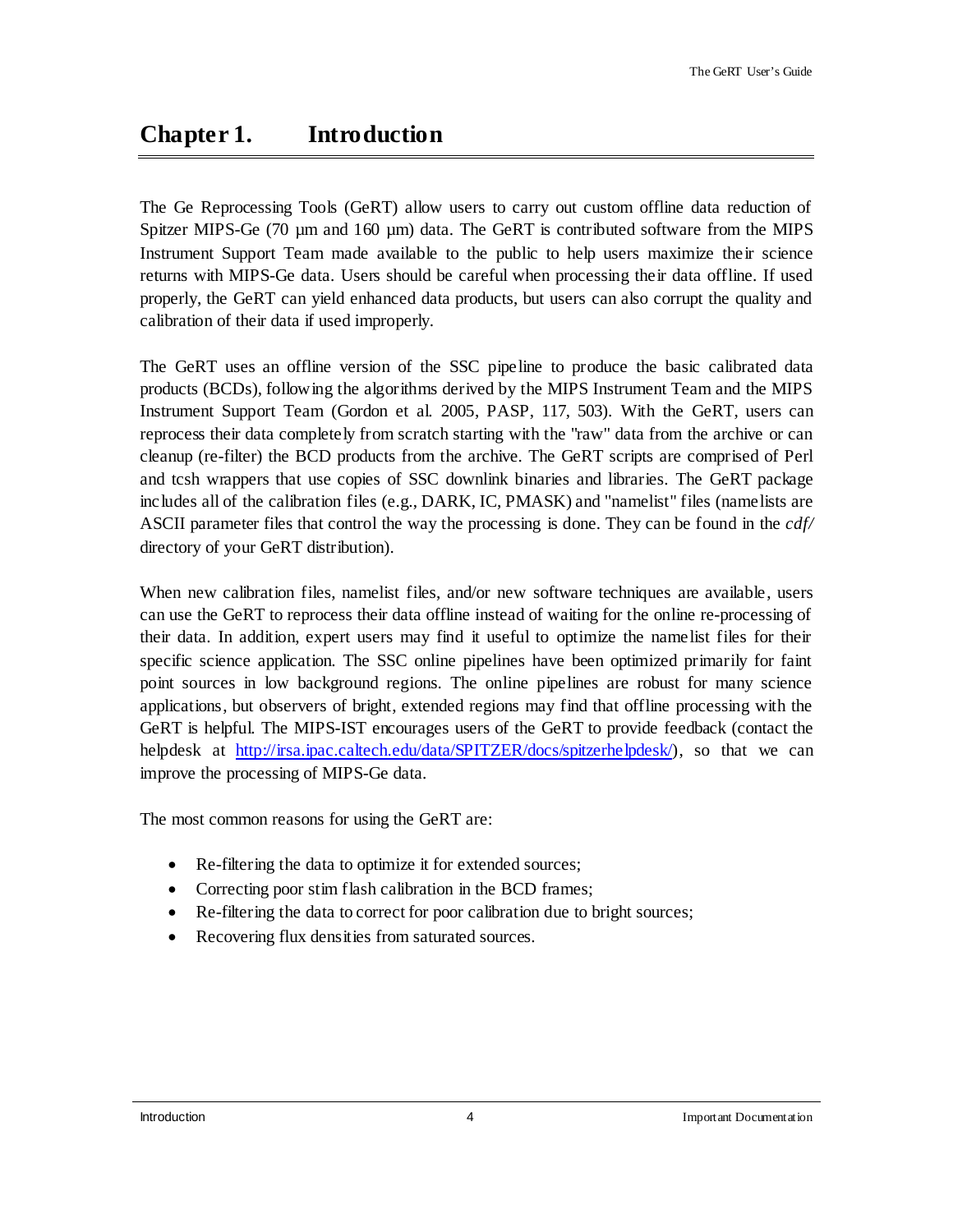# Chapter 1. Introduction

The Ge Reprocessing Tools (GeRT) allow users to carry out custom offline data reduction of Spitzer MIPS-Ge (70 µm and 160 µm) data. The GeRT is contributed software from the MIPS Instrument Support Team made available to the public to help users maximize their science returns with MIPS-Ge data. Users should be careful when processing their data offline. If used properly, the GeRT can yield enhanced data products, but users can also corrupt the quality and calibration of their data if used improperly.

The GeRT uses an offline version of the SSC pipeline to produce the basic calibrated data products (BCDs), following the algorithms derived by the MIPS Instrument Team and the MIPS Instrument Support Team (Gordon et al. 2005, PASP, 117, 503). With the GeRT, users can reprocess their data completely from scratch starting with the "raw" data from the archive or can cleanup (re-filter) the BCD products from the archive. The GeRT scripts are comprised of Perl and tcsh wrappers that use copies of SSC downlink binaries and libraries. The GeRT package includes all of the calibration files (e.g., DARK, IC, PMASK) and "namelist" files (namelists are ASCII parameter files that control the way the processing is done. They can be found in the *cdf/* directory of your GeRT distribution).

When new calibration files, namelist files, and/or new software techniques are available, users can use the GeRT to reprocess their data offline instead of waiting for the online re-processing of their data. In addition, expert users may find it useful to optimize the namelist files for their specific science application. The SSC online pipelines have been optimized primarily for faint point sources in low background regions. The online pipelines are robust for many science applications, but observers of bright, extended regions may find that offline processing with the GeRT is helpful. The MIPS-IST encourages users of the GeRT to provide feedback (contact the helpdesk at [http://irsa.ipac.caltech.edu/data/SPITZER/docs/spitzerhelpdesk/](http://irsa.ipac.caltech.edu/data/SPITZER/docs/spitzerhelpdesk/)), so that we can improve the processing of MIPS-Ge data.

The most common reasons for using the GeRT are:

- Re-filtering the data to optimize it for extended sources;
- Correcting poor stim flash calibration in the BCD frames;
- Re-filtering the data to correct for poor calibration due to bright sources;
- Recovering flux densities from saturated sources.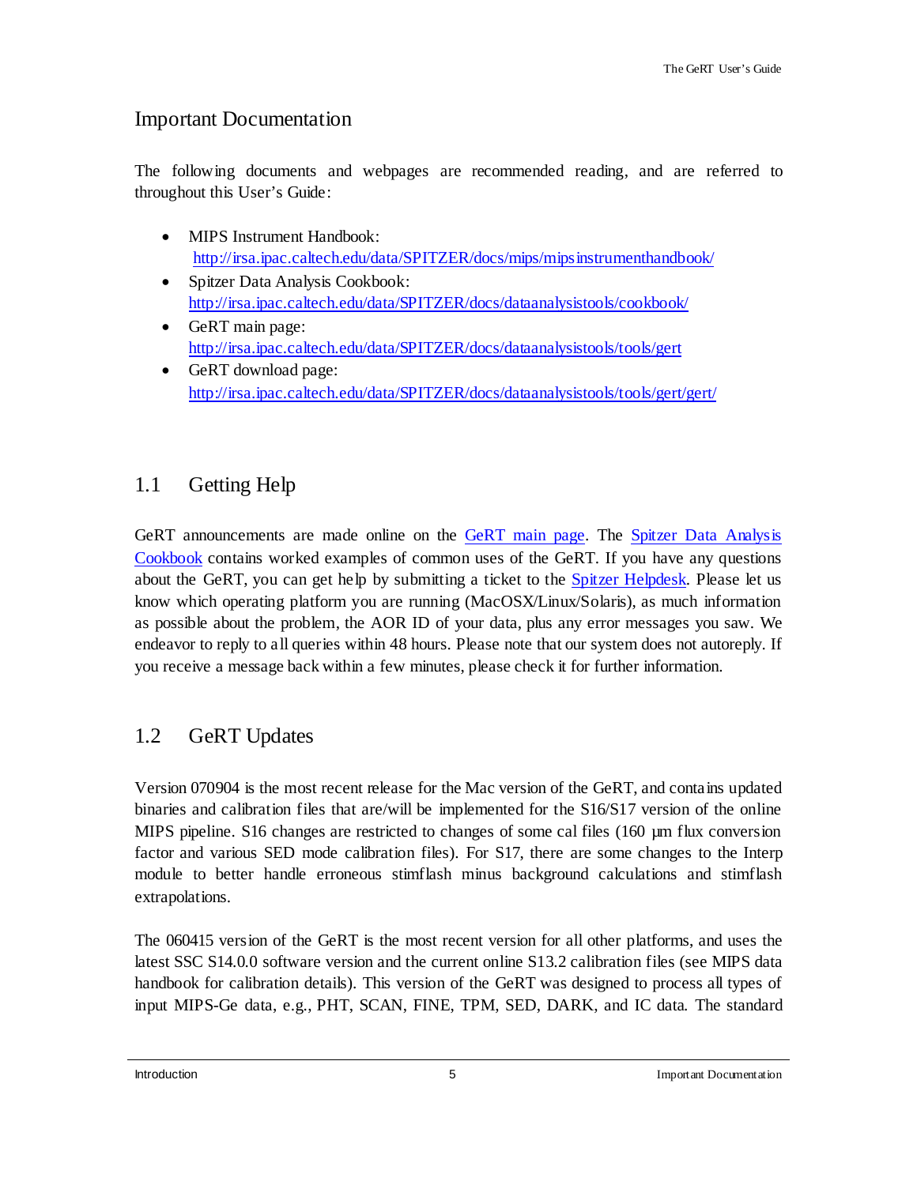## Important Documentation

The following documents and webpages are recommended reading, and are referred to throughout this User's Guide:

- MIPS Instrument Handbook:
  http://irsa.ipac.caltech.edu/data/SPITZER/docs/mips/mipsinstrumenthandbook/
- Spitzer Data Analysis Cookbook:
  http://irsa.ipac.caltech.edu/data/SPITZER/docs/dataanalysistools/cookbook/
- GeRT main page:
  http://irsa.ipac.caltech.edu/data/SPITZER/docs/dataanalysistools/tools/gert
- GeRT download page:
  http://irsa.ipac.caltech.edu/data/SPITZER/docs/dataanalysistools/tools/gert/gert/

## 1.1 Getting Help

GeRT announcements are made online on the GeRT main page. The Spitzer Data Analysis Cookbook contains worked examples of common uses of the GeRT. If you have any questions about the GeRT, you can get help by submitting a ticket to the Spitzer Helpdesk. Please let us know which operating platform you are running (MacOSX/Linux/Solaris), as much information as possible about the problem, the AOR ID of your data, plus any error messages you saw. We endeavor to reply to all queries within 48 hours. Please note that our system does not autoreply. If you receive a message back within a few minutes, please check it for further information.

## 1.2 GeRT Updates

Version 070904 is the most recent release for the Mac version of the GeRT, and contains updated binaries and calibration files that are/will be implemented for the S16/S17 version of the online MIPS pipeline. S16 changes are restricted to changes of some cal files (160 μm flux conversion factor and various SED mode calibration files). For S17, there are some changes to the Interp module to better handle erroneous stimflash minus background calculations and stimflash extrapolations.

The 060415 version of the GeRT is the most recent version for all other platforms, and uses the latest SSC S14.0.0 software version and the current online S13.2 calibration files (see MIPS data handbook for calibration details). This version of the GeRT was designed to process all types of input MIPS-Ge data, e.g., PHT, SCAN, FINE, TPM, SED, DARK, and IC data. The standard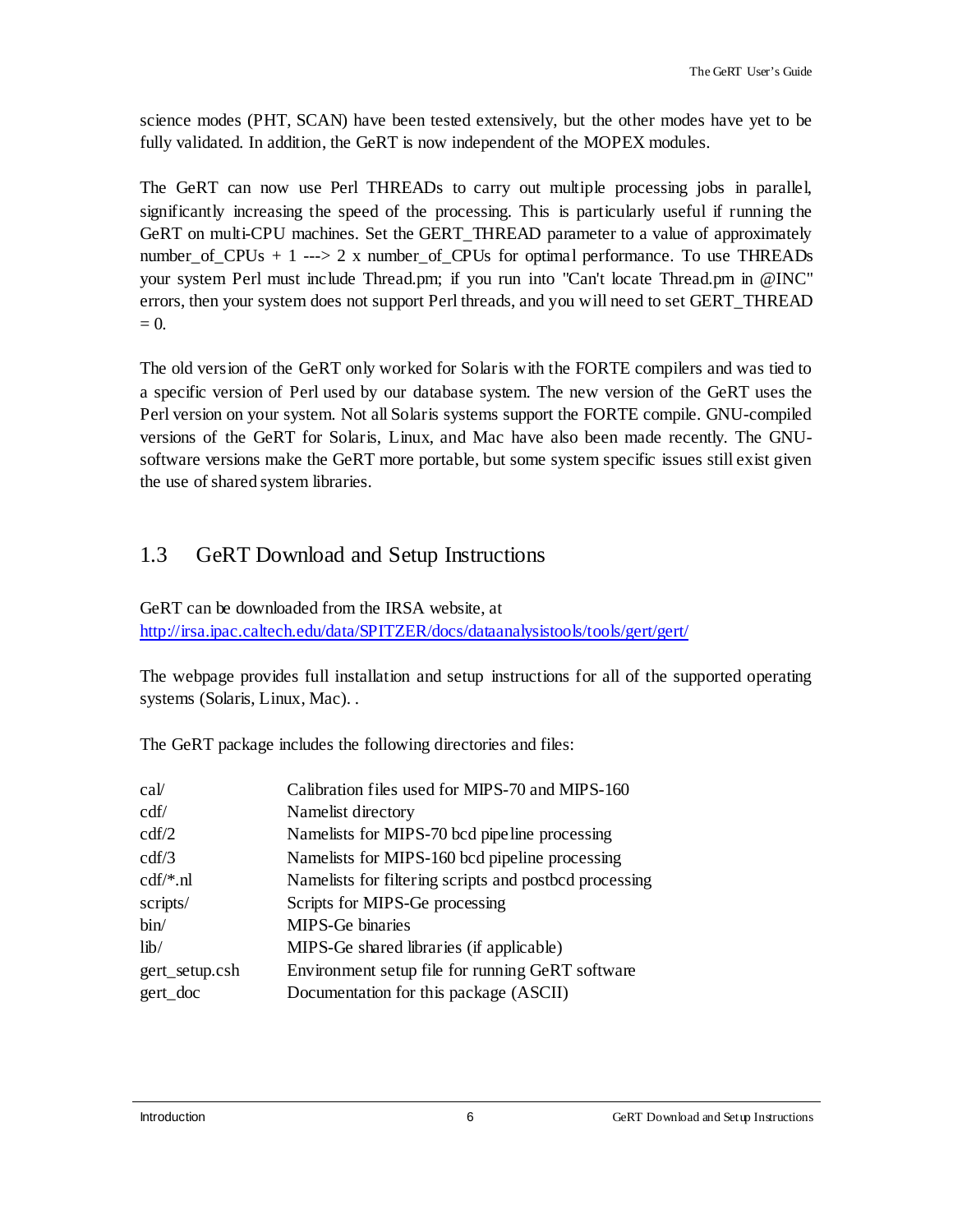science modes (PHT, SCAN) have been tested extensively, but the other modes have yet to be fully validated. In addition, the GeRT is now independent of the MOPEX modules.

The GeRT can now use Perl THREADs to carry out multiple processing jobs in parallel, significantly increasing the speed of the processing. This is particularly useful if running the GeRT on multi-CPU machines. Set the GERT_THREAD parameter to a value of approximately number_of_CPUs + 1 ---> 2 x number_of_CPUs for optimal performance. To use THREADs your system Perl must include Thread.pm; if you run into "Can't locate Thread.pm in @INC" errors, then your system does not support Perl threads, and you will need to set GERT_THREAD = 0.

The old version of the GeRT only worked for Solaris with the FORTE compilers and was tied to a specific version of Perl used by our database system. The new version of the GeRT uses the Perl version on your system. Not all Solaris systems support the FORTE compile. GNU-compiled versions of the GeRT for Solaris, Linux, and Mac have also been made recently. The GNU-software versions make the GeRT more portable, but some system specific issues still exist given the use of shared system libraries.

## 1.3 GeRT Download and Setup Instructions

GeRT can be downloaded from the IRSA website, at
http://irsa.ipac.caltech.edu/data/SPITZER/docs/dataanalysistools/tools/gert/gert/

The webpage provides full installation and setup instructions for all of the supported operating systems (Solaris, Linux, Mac). .

The GeRT package includes the following directories and files:

| | |
|---|---|
| cal/ | Calibration files used for MIPS-70 and MIPS-160 |
| cdf/ | Namelist directory |
| cdf/2 | Namelists for MIPS-70 bcd pipeline processing |
| cdf/3 | Namelists for MIPS-160 bcd pipeline processing |
| cdf/*.nl | Namelists for filtering scripts and postbcd processing |
| scripts/ | Scripts for MIPS-Ge processing |
| bin/ | MIPS-Ge binaries |
| lib/ | MIPS-Ge shared libraries (if applicable) |
| gert_setup.csh | Environment setup file for running GeRT software |
| gert_doc | Documentation for this package (ASCII) |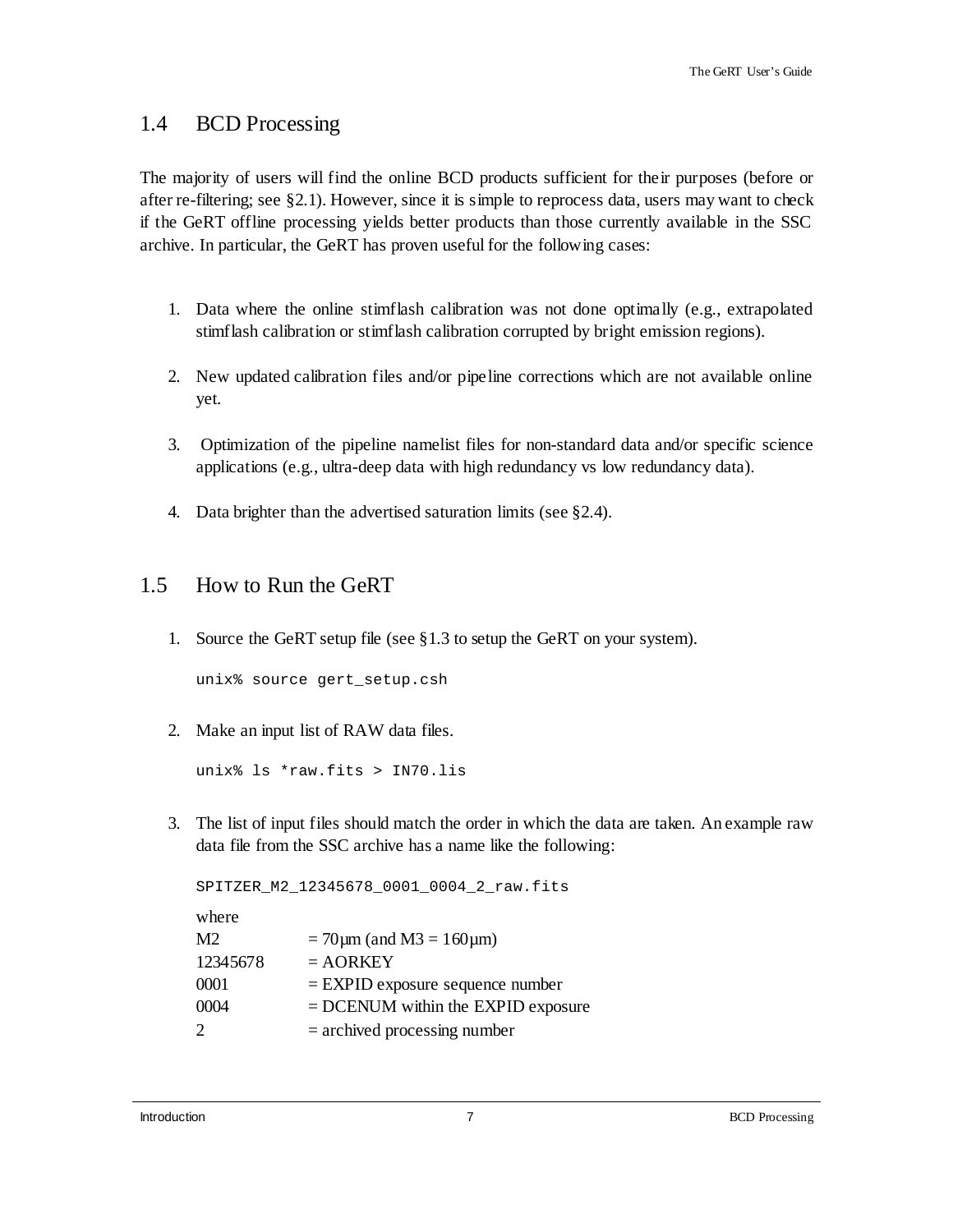## 1.4 BCD Processing

The majority of users will find the online BCD products sufficient for their purposes (before or after re-filtering; see §2.1). However, since it is simple to reprocess data, users may want to check if the GeRT offline processing yields better products than those currently available in the SSC archive. In particular, the GeRT has proven useful for the following cases:

1. Data where the online stimflash calibration was not done optimally (e.g., extrapolated stimflash calibration or stimflash calibration corrupted by bright emission regions).

2. New updated calibration files and/or pipeline corrections which are not available online yet.

3. Optimization of the pipeline namelist files for non-standard data and/or specific science applications (e.g., ultra-deep data with high redundancy vs low redundancy data).

4. Data brighter than the advertised saturation limits (see §2.4).

## 1.5 How to Run the GeRT

1. Source the GeRT setup file (see §1.3 to setup the GeRT on your system).

   ```
   unix% source gert_setup.csh
   ```

2. Make an input list of RAW data files.

   ```
   unix% ls *raw.fits > IN70.lis
   ```

3. The list of input files should match the order in which the data are taken. An example raw data file from the SSC archive has a name like the following:

   ```
   SPITZER_M2_12345678_0001_0004_2_raw.fits
   ```

   where

   | | |
   |---|---|
   | M2 | = 70µm (and M3 = 160µm) |
   | 12345678 | = AORKEY |
   | 0001 | = EXPID exposure sequence number |
   | 0004 | = DCENUM within the EXPID exposure |
   | 2 | = archived processing number |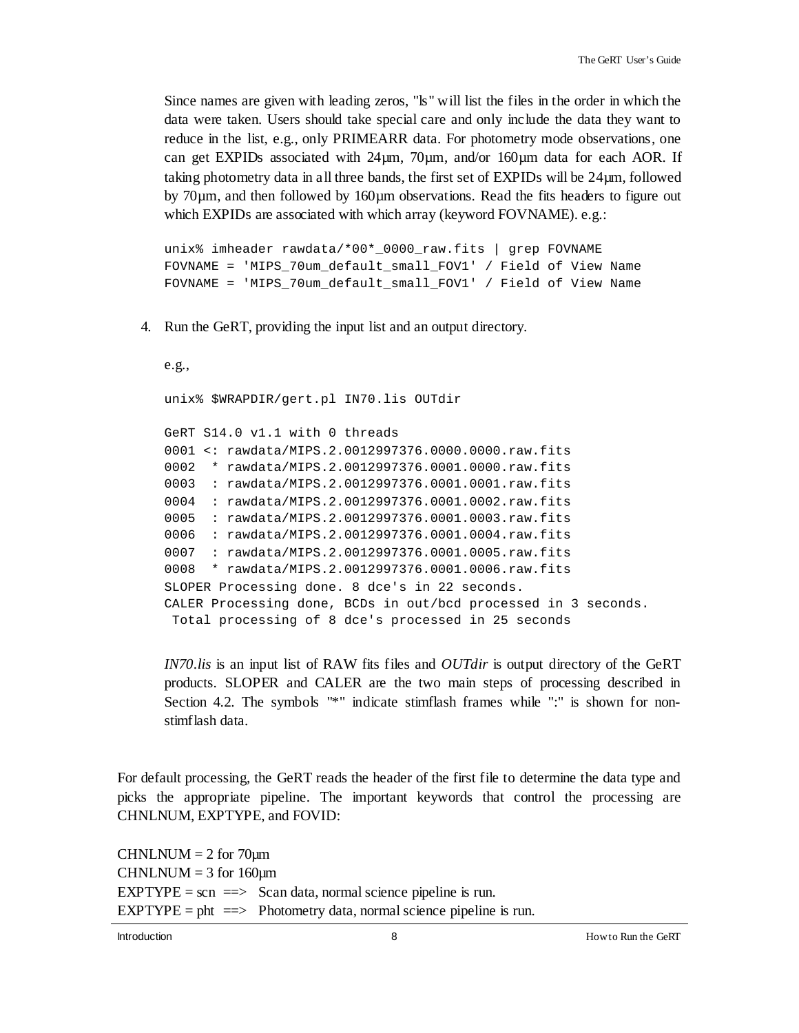Since names are given with leading zeros, "ls" will list the files in the order in which the data were taken. Users should take special care and only include the data they want to reduce in the list, e.g., only PRIMEARR data. For photometry mode observations, one can get EXPIDs associated with 24μm, 70μm, and/or 160μm data for each AOR. If taking photometry data in all three bands, the first set of EXPIDs will be 24μm, followed by 70μm, and then followed by 160μm observations. Read the fits headers to figure out which EXPIDs are associated with which array (keyword FOVNAME). e.g.:

```
unix% imheader rawdata/*00*_0000_raw.fits | grep FOVNAME
FOVNAME = 'MIPS_70um_default_small_FOV1' / Field of View Name
FOVNAME = 'MIPS_70um_default_small_FOV1' / Field of View Name
```

4. Run the GeRT, providing the input list and an output directory.

   e.g.,

```
unix% $WRAPDIR/gert.pl IN70.lis OUTdir

GeRT S14.0 v1.1 with 0 threads
0001 <: rawdata/MIPS.2.0012997376.0000.0000.raw.fits
0002  * rawdata/MIPS.2.0012997376.0001.0000.raw.fits
0003  : rawdata/MIPS.2.0012997376.0001.0001.raw.fits
0004  : rawdata/MIPS.2.0012997376.0001.0002.raw.fits
0005  : rawdata/MIPS.2.0012997376.0001.0003.raw.fits
0006  : rawdata/MIPS.2.0012997376.0001.0004.raw.fits
0007  : rawdata/MIPS.2.0012997376.0001.0005.raw.fits
0008  * rawdata/MIPS.2.0012997376.0001.0006.raw.fits
SLOPER Processing done. 8 dce's in 22 seconds.
CALER Processing done, BCDs in out/bcd processed in 3 seconds.
 Total processing of 8 dce's processed in 25 seconds
```

   *IN70.lis* is an input list of RAW fits files and *OUTdir* is output directory of the GeRT products. SLOPER and CALER are the two main steps of processing described in Section 4.2. The symbols "*" indicate stimflash frames while ":" is shown for non-stimflash data.

For default processing, the GeRT reads the header of the first file to determine the data type and picks the appropriate pipeline. The important keywords that control the processing are CHNLNUM, EXPTYPE, and FOVID:

CHNLNUM = 2 for 70μm
CHNLNUM = 3 for 160μm
EXPTYPE = scn ==> Scan data, normal science pipeline is run.
EXPTYPE = pht ==> Photometry data, normal science pipeline is run.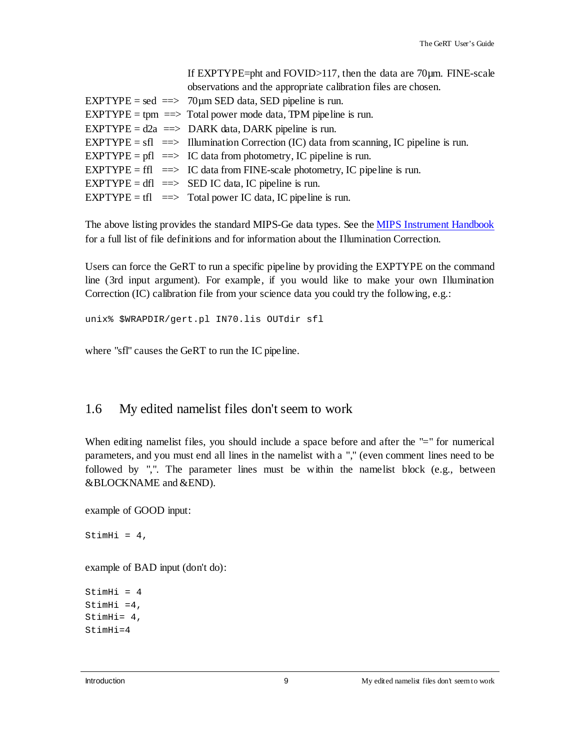If EXPTYPE=pht and FOVID>117, then the data are 70µm. FINE-scale observations and the appropriate calibration files are chosen.

EXPTYPE = sed ==> 70µm SED data, SED pipeline is run.
EXPTYPE = tpm ==> Total power mode data, TPM pipeline is run.
EXPTYPE = d2a ==> DARK data, DARK pipeline is run.
EXPTYPE = sfl ==> Illumination Correction (IC) data from scanning, IC pipeline is run.
EXPTYPE = pfl ==> IC data from photometry, IC pipeline is run.
EXPTYPE = ffl ==> IC data from FINE-scale photometry, IC pipeline is run.
EXPTYPE = dfl ==> SED IC data, IC pipeline is run.
EXPTYPE = tfl ==> Total power IC data, IC pipeline is run.

The above listing provides the standard MIPS-Ge data types. See the MIPS Instrument Handbook for a full list of file definitions and for information about the Illumination Correction.

Users can force the GeRT to run a specific pipeline by providing the EXPTYPE on the command line (3rd input argument). For example, if you would like to make your own Illumination Correction (IC) calibration file from your science data you could try the following, e.g.:

```
unix% $WRAPDIR/gert.pl IN70.lis OUTdir sfl
```

where "sfl" causes the GeRT to run the IC pipeline.

## 1.6 My edited namelist files don't seem to work

When editing namelist files, you should include a space before and after the "=" for numerical parameters, and you must end all lines in the namelist with a "," (even comment lines need to be followed by ","). The parameter lines must be within the namelist block (e.g., between &BLOCKNAME and &END).

example of GOOD input:

```
StimHi = 4,
```

example of BAD input (don't do):

```
StimHi = 4
StimHi =4,
StimHi= 4,
StimHi=4
```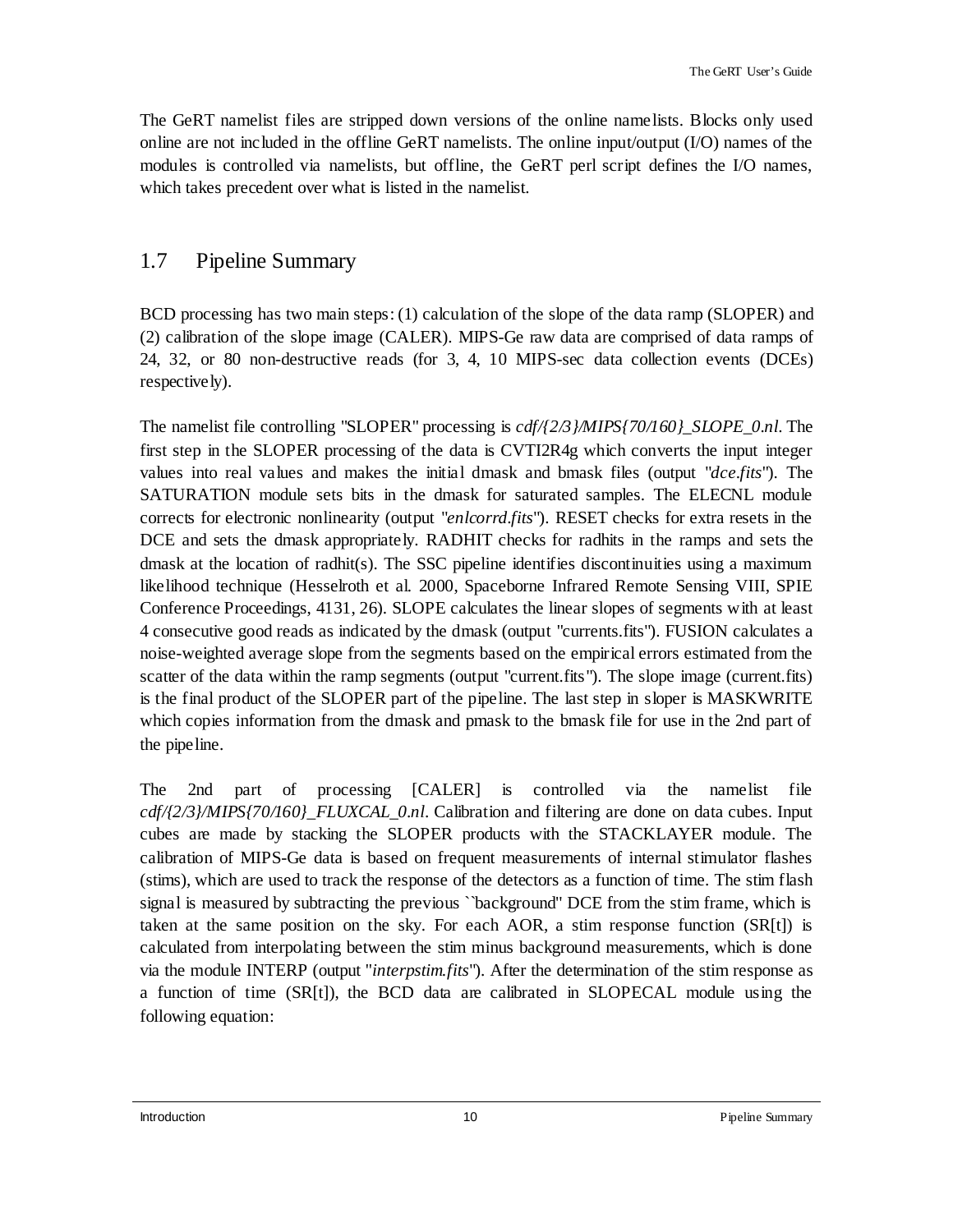The GeRT namelist files are stripped down versions of the online namelists. Blocks only used online are not included in the offline GeRT namelists. The online input/output (I/O) names of the modules is controlled via namelists, but offline, the GeRT perl script defines the I/O names, which takes precedent over what is listed in the namelist.

## 1.7 Pipeline Summary

BCD processing has two main steps: (1) calculation of the slope of the data ramp (SLOPER) and (2) calibration of the slope image (CALER). MIPS-Ge raw data are comprised of data ramps of 24, 32, or 80 non-destructive reads (for 3, 4, 10 MIPS-sec data collection events (DCEs) respectively).

The namelist file controlling "SLOPER" processing is *cdf/{2/3}/MIPS{70/160}_SLOPE_0.nl*. The first step in the SLOPER processing of the data is CVTI2R4g which converts the input integer values into real values and makes the initial dmask and bmask files (output "*dce.fits*"). The SATURATION module sets bits in the dmask for saturated samples. The ELECNL module corrects for electronic nonlinearity (output "*enlcorrd.fits*"). RESET checks for extra resets in the DCE and sets the dmask appropriately. RADHIT checks for radhits in the ramps and sets the dmask at the location of radhit(s). The SSC pipeline identifies discontinuities using a maximum likelihood technique (Hesselroth et al. 2000, Spaceborne Infrared Remote Sensing VIII, SPIE Conference Proceedings, 4131, 26). SLOPE calculates the linear slopes of segments with at least 4 consecutive good reads as indicated by the dmask (output "currents.fits"). FUSION calculates a noise-weighted average slope from the segments based on the empirical errors estimated from the scatter of the data within the ramp segments (output "current.fits"). The slope image (current.fits) is the final product of the SLOPER part of the pipeline. The last step in sloper is MASKWRITE which copies information from the dmask and pmask to the bmask file for use in the 2nd part of the pipeline.

The 2nd part of processing [CALER] is controlled via the namelist file *cdf/{2/3}/MIPS{70/160}_FLUXCAL_0.nl*. Calibration and filtering are done on data cubes. Input cubes are made by stacking the SLOPER products with the STACKLAYER module. The calibration of MIPS-Ge data is based on frequent measurements of internal stimulator flashes (stims), which are used to track the response of the detectors as a function of time. The stim flash signal is measured by subtracting the previous ``background" DCE from the stim frame, which is taken at the same position on the sky. For each AOR, a stim response function (SR[t]) is calculated from interpolating between the stim minus background measurements, which is done via the module INTERP (output "*interpstim.fits*"). After the determination of the stim response as a function of time (SR[t]), the BCD data are calibrated in SLOPECAL module using the following equation: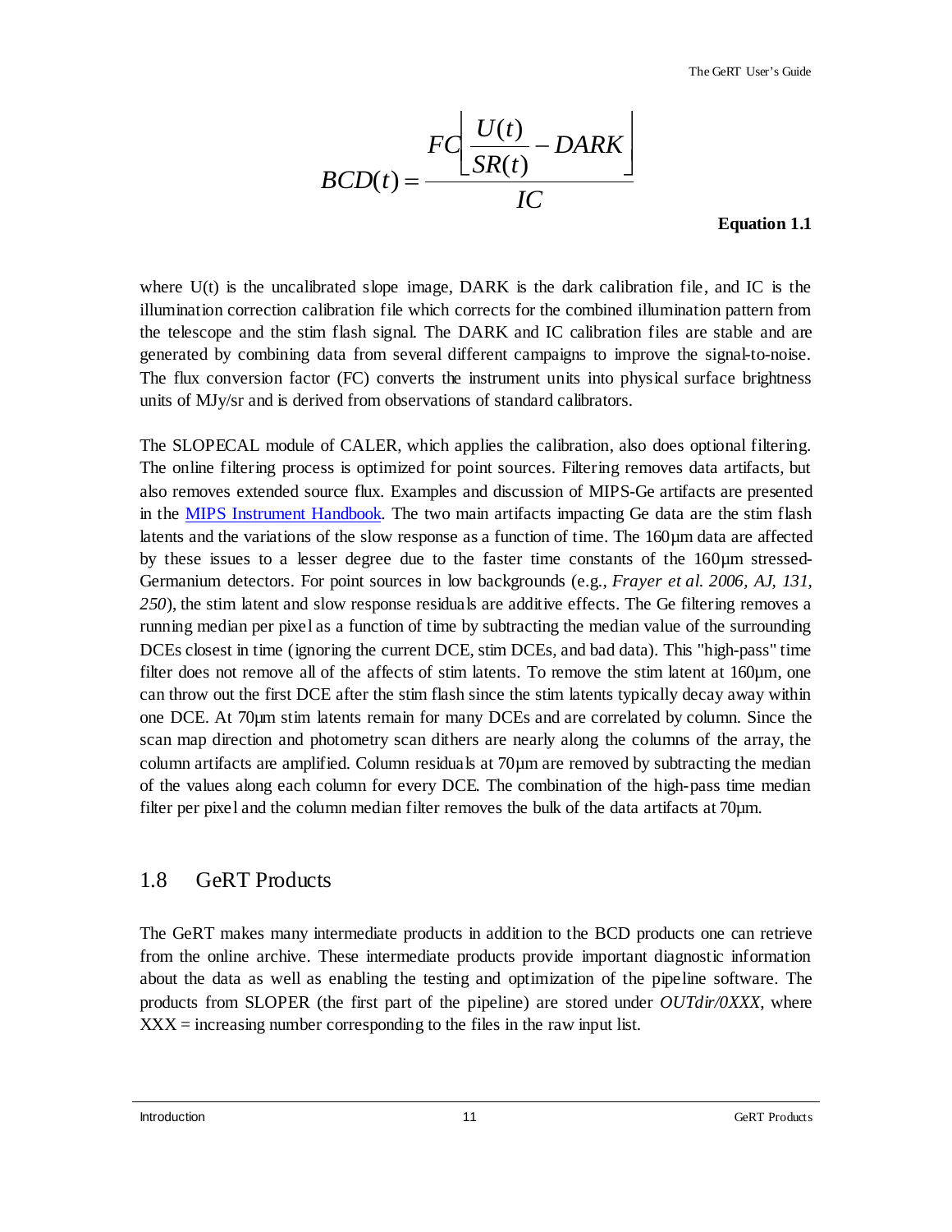$$BCD(t) = \frac{FC\left[\frac{U(t)}{SR(t)} - DARK\right]}{IC}$$

**Equation 1.1**

where U(t) is the uncalibrated slope image, DARK is the dark calibration file, and IC is the illumination correction calibration file which corrects for the combined illumination pattern from the telescope and the stim flash signal. The DARK and IC calibration files are stable and are generated by combining data from several different campaigns to improve the signal-to-noise. The flux conversion factor (FC) converts the instrument units into physical surface brightness units of MJy/sr and is derived from observations of standard calibrators.

The SLOPECAL module of CALER, which applies the calibration, also does optional filtering. The online filtering process is optimized for point sources. Filtering removes data artifacts, but also removes extended source flux. Examples and discussion of MIPS-Ge artifacts are presented in the MIPS Instrument Handbook. The two main artifacts impacting Ge data are the stim flash latents and the variations of the slow response as a function of time. The 160µm data are affected by these issues to a lesser degree due to the faster time constants of the 160µm stressed-Germanium detectors. For point sources in low backgrounds (e.g., *Frayer et al. 2006, AJ, 131, 250*), the stim latent and slow response residuals are additive effects. The Ge filtering removes a running median per pixel as a function of time by subtracting the median value of the surrounding DCEs closest in time (ignoring the current DCE, stim DCEs, and bad data). This "high-pass" time filter does not remove all of the affects of stim latents. To remove the stim latent at 160µm, one can throw out the first DCE after the stim flash since the stim latents typically decay away within one DCE. At 70µm stim latents remain for many DCEs and are correlated by column. Since the scan map direction and photometry scan dithers are nearly along the columns of the array, the column artifacts are amplified. Column residuals at 70µm are removed by subtracting the median of the values along each column for every DCE. The combination of the high-pass time median filter per pixel and the column median filter removes the bulk of the data artifacts at 70µm.

## 1.8 GeRT Products

The GeRT makes many intermediate products in addition to the BCD products one can retrieve from the online archive. These intermediate products provide important diagnostic information about the data as well as enabling the testing and optimization of the pipeline software. The products from SLOPER (the first part of the pipeline) are stored under *OUTdir/0XXX*, where XXX = increasing number corresponding to the files in the raw input list.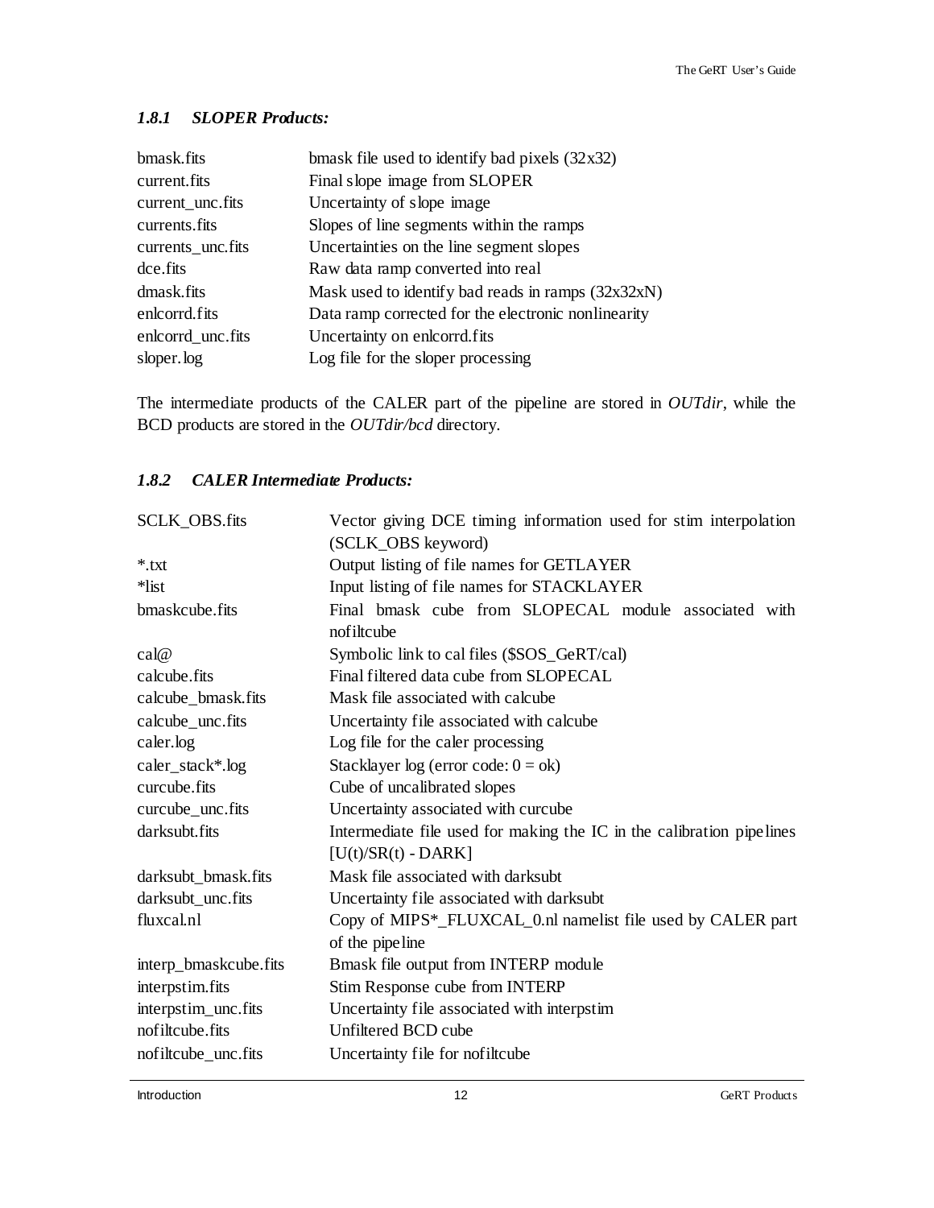### *1.8.1 SLOPER Products:*

| | |
|---|---|
| bmask.fits | bmask file used to identify bad pixels (32x32) |
| current.fits | Final slope image from SLOPER |
| current_unc.fits | Uncertainty of slope image |
| currents.fits | Slopes of line segments within the ramps |
| currents_unc.fits | Uncertainties on the line segment slopes |
| dce.fits | Raw data ramp converted into real |
| dmask.fits | Mask used to identify bad reads in ramps (32x32xN) |
| enlcorrd.fits | Data ramp corrected for the electronic nonlinearity |
| enlcorrd_unc.fits | Uncertainty on enlcorrd.fits |
| sloper.log | Log file for the sloper processing |

The intermediate products of the CALER part of the pipeline are stored in *OUTdir*, while the BCD products are stored in the *OUTdir/bcd* directory.

### *1.8.2 CALER Intermediate Products:*

| | |
|---|---|
| SCLK_OBS.fits | Vector giving DCE timing information used for stim interpolation (SCLK_OBS keyword) |
| *.txt | Output listing of file names for GETLAYER |
| *list | Input listing of file names for STACKLAYER |
| bmaskcube.fits | Final bmask cube from SLOPECAL module associated with nofiltcube |
| cal@ | Symbolic link to cal files ($SOS_GeRT/cal) |
| calcube.fits | Final filtered data cube from SLOPECAL |
| calcube_bmask.fits | Mask file associated with calcube |
| calcube_unc.fits | Uncertainty file associated with calcube |
| caler.log | Log file for the caler processing |
| caler_stack*.log | Stacklayer log (error code: 0 = ok) |
| curcube.fits | Cube of uncalibrated slopes |
| curcube_unc.fits | Uncertainty associated with curcube |
| darksubt.fits | Intermediate file used for making the IC in the calibration pipelines [U(t)/SR(t) - DARK] |
| darksubt_bmask.fits | Mask file associated with darksubt |
| darksubt_unc.fits | Uncertainty file associated with darksubt |
| fluxcal.nl | Copy of MIPS*_FLUXCAL_0.nl namelist file used by CALER part of the pipeline |
| interp_bmaskcube.fits | Bmask file output from INTERP module |
| interpstim.fits | Stim Response cube from INTERP |
| interpstim_unc.fits | Uncertainty file associated with interpstim |
| nofiltcube.fits | Unfiltered BCD cube |
| nofiltcube_unc.fits | Uncertainty file for nofiltcube |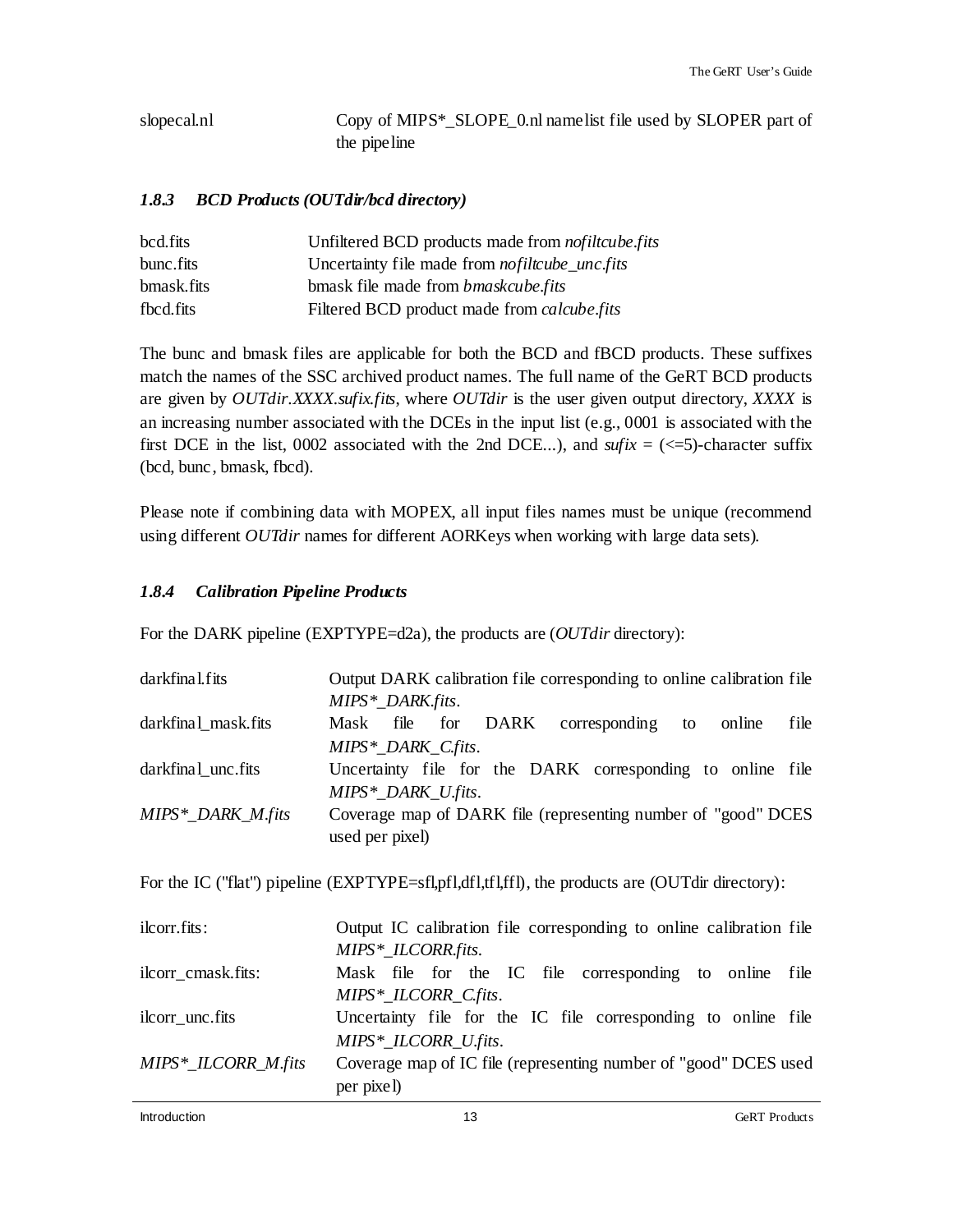| | |
|---|---|
| slopecal.nl | Copy of MIPS*_SLOPE_0.nl namelist file used by SLOPER part of the pipeline |

### *1.8.3 BCD Products (OUTdir/bcd directory)*

| | |
|---|---|
| bcd.fits | Unfiltered BCD products made from *nofiltcube.fits* |
| bunc.fits | Uncertainty file made from *nofiltcube_unc.fits* |
| bmask.fits | bmask file made from *bmaskcube.fits* |
| fbcd.fits | Filtered BCD product made from *calcube.fits* |

The bunc and bmask files are applicable for both the BCD and fBCD products. These suffixes match the names of the SSC archived product names. The full name of the GeRT BCD products are given by *OUTdir.XXXX.sufix.fits*, where *OUTdir* is the user given output directory, *XXXX* is an increasing number associated with the DCEs in the input list (e.g., 0001 is associated with the first DCE in the list, 0002 associated with the 2nd DCE...), and *sufix* = (<=5)-character suffix (bcd, bunc, bmask, fbcd).

Please note if combining data with MOPEX, all input files names must be unique (recommend using different *OUTdir* names for different AORKeys when working with large data sets).

### *1.8.4 Calibration Pipeline Products*

For the DARK pipeline (EXPTYPE=d2a), the products are (*OUTdir* directory):

| | |
|---|---|
| darkfinal.fits | Output DARK calibration file corresponding to online calibration file *MIPS*_DARK.fits*. |
| darkfinal_mask.fits | Mask file for DARK corresponding to online file *MIPS*_DARK_C.fits*. |
| darkfinal_unc.fits | Uncertainty file for the DARK corresponding to online file *MIPS*_DARK_U.fits*. |
| *MIPS*_DARK_M.fits* | Coverage map of DARK file (representing number of "good" DCES used per pixel) |

For the IC ("flat") pipeline (EXPTYPE=sfl,pfl,dfl,tfl,ffl), the products are (OUTdir directory):

| | |
|---|---|
| ilcorr.fits: | Output IC calibration file corresponding to online calibration file *MIPS*_ILCORR.fits*. |
| ilcorr_cmask.fits: | Mask file for the IC file corresponding to online file *MIPS*_ILCORR_C.fits*. |
| ilcorr_unc.fits | Uncertainty file for the IC file corresponding to online file *MIPS*_ILCORR_U.fits*. |
| *MIPS*_ILCORR_M.fits* | Coverage map of IC file (representing number of "good" DCES used per pixel) |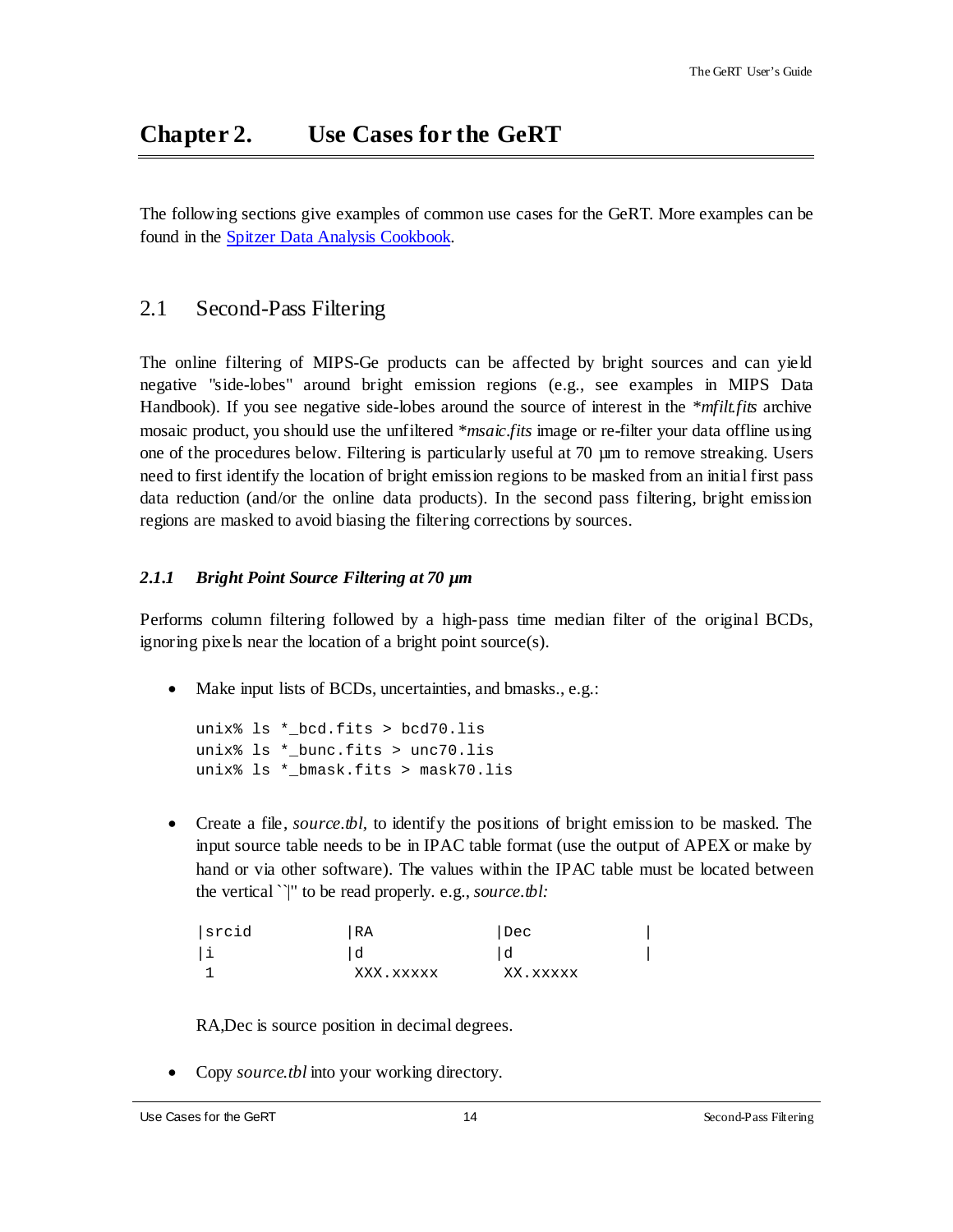# Chapter 2. Use Cases for the GeRT

The following sections give examples of common use cases for the GeRT. More examples can be found in the [Spitzer Data Analysis Cookbook](#).

## 2.1 Second-Pass Filtering

The online filtering of MIPS-Ge products can be affected by bright sources and can yield negative "side-lobes" around bright emission regions (e.g., see examples in MIPS Data Handbook). If you see negative side-lobes around the source of interest in the *\*mfilt.fits* archive mosaic product, you should use the unfiltered *\*msaic.fits* image or re-filter your data offline using one of the procedures below. Filtering is particularly useful at 70 µm to remove streaking. Users need to first identify the location of bright emission regions to be masked from an initial first pass data reduction (and/or the online data products). In the second pass filtering, bright emission regions are masked to avoid biasing the filtering corrections by sources.

### *2.1.1 Bright Point Source Filtering at 70 µm*

Performs column filtering followed by a high-pass time median filter of the original BCDs, ignoring pixels near the location of a bright point source(s).

- Make input lists of BCDs, uncertainties, and bmasks., e.g.:

```
unix% ls *_bcd.fits > bcd70.lis
unix% ls *_bunc.fits > unc70.lis
unix% ls *_bmask.fits > mask70.lis
```

- Create a file, *source.tbl*, to identify the positions of bright emission to be masked. The input source table needs to be in IPAC table format (use the output of APEX or make by hand or via other software). The values within the IPAC table must be located between the vertical ``|" to be read properly. e.g., *source.tbl:*

```
|srcid          |RA             |Dec            |
|i              |d              |d              |
 1               XXX.xxxxx       XX.xxxxx
```

  RA,Dec is source position in decimal degrees.

- Copy *source.tbl* into your working directory.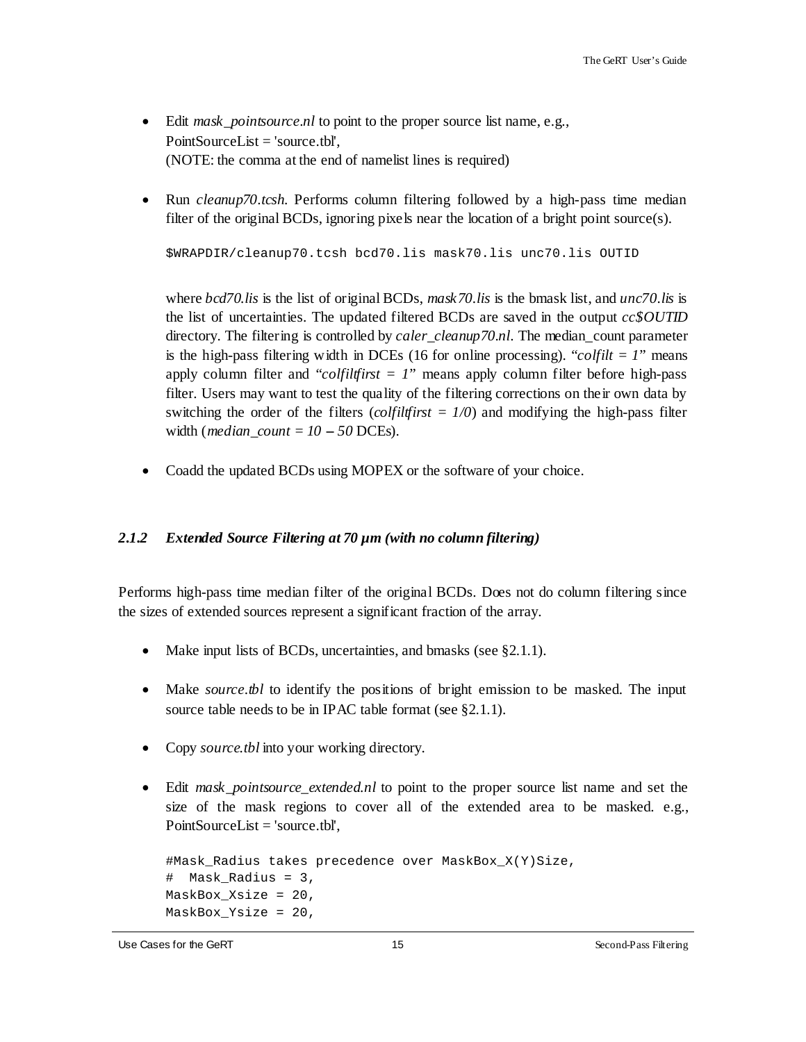- Edit *mask_pointsource.nl* to point to the proper source list name, e.g., PointSourceList = 'source.tbl',
  (NOTE: the comma at the end of namelist lines is required)

- Run *cleanup70.tcsh*. Performs column filtering followed by a high-pass time median filter of the original BCDs, ignoring pixels near the location of a bright point source(s).

  ```
  $WRAPDIR/cleanup70.tcsh bcd70.lis mask70.lis unc70.lis OUTID
  ```

  where *bcd70.lis* is the list of original BCDs, *mask70.lis* is the bmask list, and *unc70.lis* is the list of uncertainties. The updated filtered BCDs are saved in the output *cc$OUTID* directory. The filtering is controlled by *caler_cleanup70.nl*. The median_count parameter is the high-pass filtering width in DCEs (16 for online processing). "*colfilt = 1*" means apply column filter and "*colfiltfirst = 1*" means apply column filter before high-pass filter. Users may want to test the quality of the filtering corrections on their own data by switching the order of the filters (*colfiltfirst = 1/0*) and modifying the high-pass filter width (*median_count = 10 – 50* DCEs).

- Coadd the updated BCDs using MOPEX or the software of your choice.

### *2.1.2 Extended Source Filtering at 70 µm (with no column filtering)*

Performs high-pass time median filter of the original BCDs. Does not do column filtering since the sizes of extended sources represent a significant fraction of the array.

- Make input lists of BCDs, uncertainties, and bmasks (see §2.1.1).

- Make *source.tbl* to identify the positions of bright emission to be masked. The input source table needs to be in IPAC table format (see §2.1.1).

- Copy *source.tbl* into your working directory.

- Edit *mask_pointsource_extended.nl* to point to the proper source list name and set the size of the mask regions to cover all of the extended area to be masked. e.g., PointSourceList = 'source.tbl',

  ```
  #Mask_Radius takes precedence over MaskBox_X(Y)Size,
  #  Mask_Radius = 3,
  MaskBox_Xsize = 20,
  MaskBox_Ysize = 20,
  ```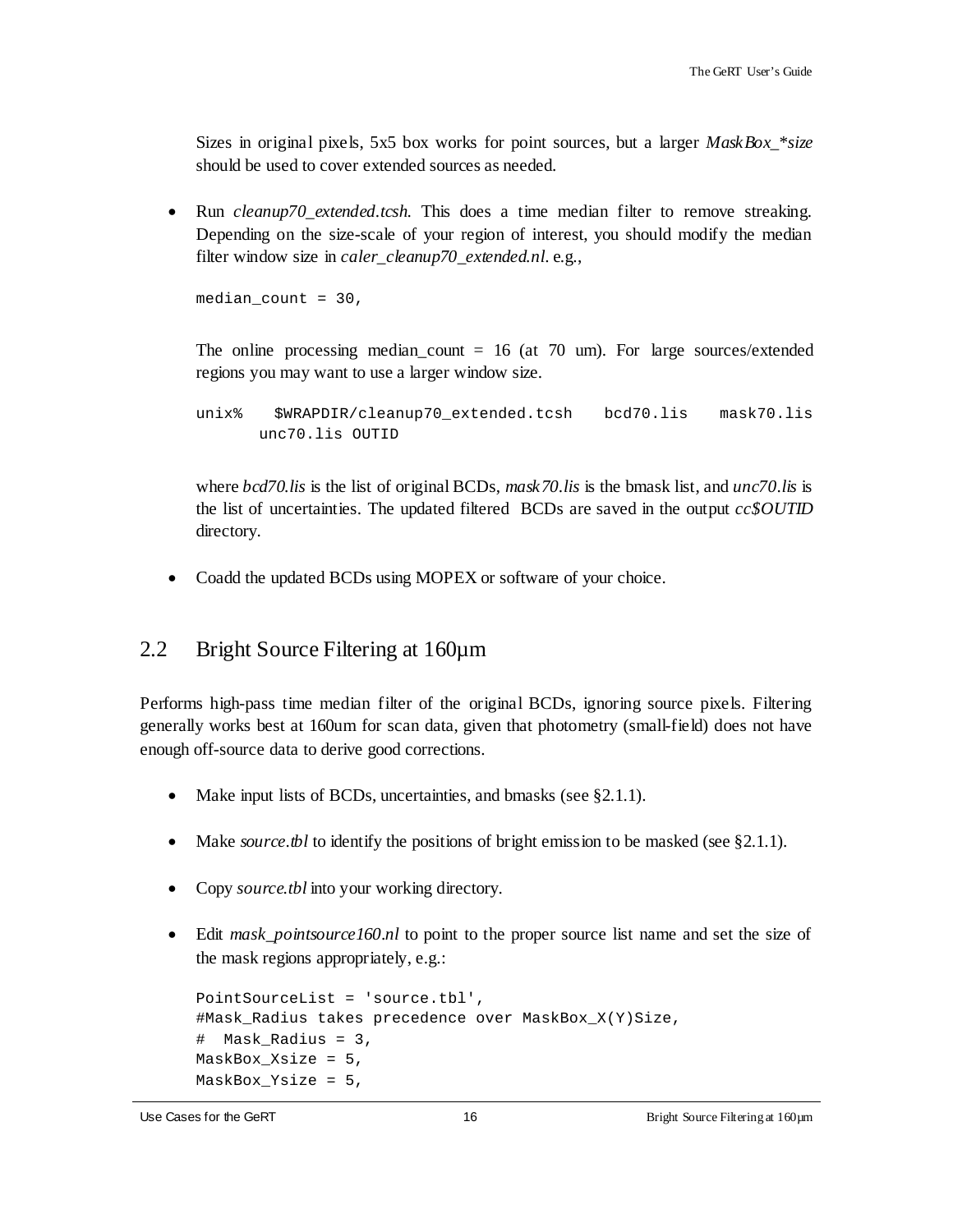Sizes in original pixels, 5x5 box works for point sources, but a larger *MaskBox_*size* should be used to cover extended sources as needed.

- Run *cleanup70_extended.tcsh*. This does a time median filter to remove streaking. Depending on the size-scale of your region of interest, you should modify the median filter window size in *caler_cleanup70_extended.nl*. e.g.,

  ```
  median_count = 30,
  ```

  The online processing median_count = 16 (at 70 um). For large sources/extended regions you may want to use a larger window size.

  ```
  unix%   $WRAPDIR/cleanup70_extended.tcsh   bcd70.lis   mask70.lis
        unc70.lis OUTID
  ```

  where *bcd70.lis* is the list of original BCDs, *mask70.lis* is the bmask list, and *unc70.lis* is the list of uncertainties. The updated filtered BCDs are saved in the output *cc$OUTID* directory.

- Coadd the updated BCDs using MOPEX or software of your choice.

## 2.2 Bright Source Filtering at 160µm

Performs high-pass time median filter of the original BCDs, ignoring source pixels. Filtering generally works best at 160um for scan data, given that photometry (small-field) does not have enough off-source data to derive good corrections.

- Make input lists of BCDs, uncertainties, and bmasks (see §2.1.1).

- Make *source.tbl* to identify the positions of bright emission to be masked (see §2.1.1).

- Copy *source.tbl* into your working directory.

- Edit *mask_pointsource160.nl* to point to the proper source list name and set the size of the mask regions appropriately, e.g.:

  ```
  PointSourceList = 'source.tbl',
  #Mask_Radius takes precedence over MaskBox_X(Y)Size,
  #  Mask_Radius = 3,
  MaskBox_Xsize = 5,
  MaskBox_Ysize = 5,
  ```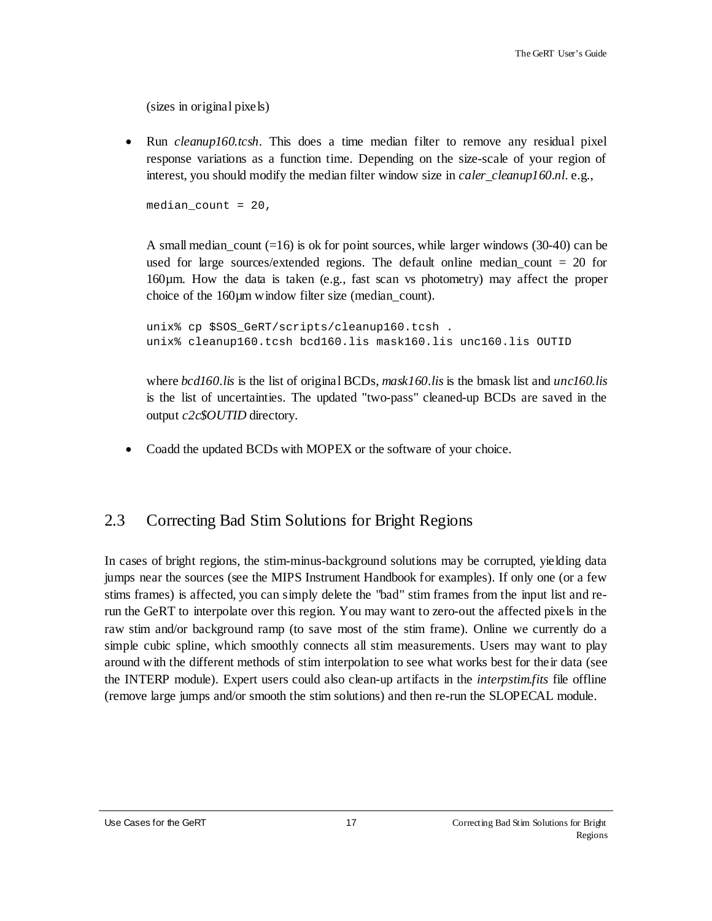(sizes in original pixels)

- Run *cleanup160.tcsh*. This does a time median filter to remove any residual pixel response variations as a function time. Depending on the size-scale of your region of interest, you should modify the median filter window size in *caler_cleanup160.nl*. e.g.,

  ```
  median_count = 20,
  ```

  A small median_count (=16) is ok for point sources, while larger windows (30-40) can be used for large sources/extended regions. The default online median_count = 20 for 160μm. How the data is taken (e.g., fast scan vs photometry) may affect the proper choice of the 160μm window filter size (median_count).

  ```
  unix% cp $SOS_GeRT/scripts/cleanup160.tcsh .
  unix% cleanup160.tcsh bcd160.lis mask160.lis unc160.lis OUTID
  ```

  where *bcd160.lis* is the list of original BCDs, *mask160.lis* is the bmask list and *unc160.lis* is the list of uncertainties. The updated "two-pass" cleaned-up BCDs are saved in the output *c2c$OUTID* directory.

- Coadd the updated BCDs with MOPEX or the software of your choice.

## 2.3 Correcting Bad Stim Solutions for Bright Regions

In cases of bright regions, the stim-minus-background solutions may be corrupted, yielding data jumps near the sources (see the MIPS Instrument Handbook for examples). If only one (or a few stims frames) is affected, you can simply delete the "bad" stim frames from the input list and re-run the GeRT to interpolate over this region. You may want to zero-out the affected pixels in the raw stim and/or background ramp (to save most of the stim frame). Online we currently do a simple cubic spline, which smoothly connects all stim measurements. Users may want to play around with the different methods of stim interpolation to see what works best for their data (see the INTERP module). Expert users could also clean-up artifacts in the *interpstim.fits* file offline (remove large jumps and/or smooth the stim solutions) and then re-run the SLOPECAL module.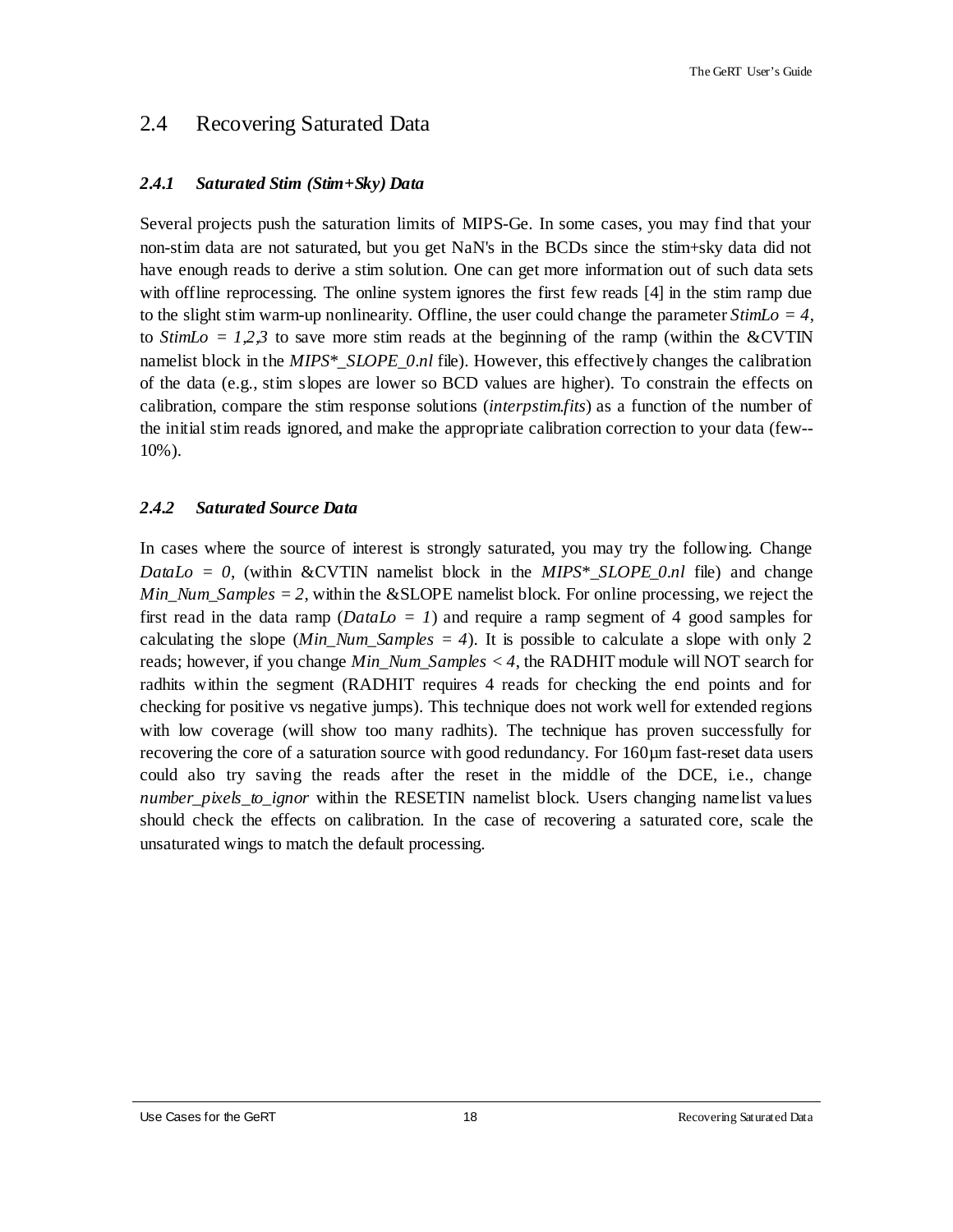## 2.4 Recovering Saturated Data

### *2.4.1 Saturated Stim (Stim+Sky) Data*

Several projects push the saturation limits of MIPS-Ge. In some cases, you may find that your non-stim data are not saturated, but you get NaN's in the BCDs since the stim+sky data did not have enough reads to derive a stim solution. One can get more information out of such data sets with offline reprocessing. The online system ignores the first few reads [4] in the stim ramp due to the slight stim warm-up nonlinearity. Offline, the user could change the parameter *StimLo = 4*, to *StimLo = 1,2,3* to save more stim reads at the beginning of the ramp (within the &CVTIN namelist block in the *MIPS*_SLOPE_0.nl* file). However, this effectively changes the calibration of the data (e.g., stim slopes are lower so BCD values are higher). To constrain the effects on calibration, compare the stim response solutions (*interpstim.fits*) as a function of the number of the initial stim reads ignored, and make the appropriate calibration correction to your data (few--10%).

### *2.4.2 Saturated Source Data*

In cases where the source of interest is strongly saturated, you may try the following. Change *DataLo = 0*, (within &CVTIN namelist block in the *MIPS*_SLOPE_0.nl* file) and change *Min_Num_Samples = 2*, within the &SLOPE namelist block. For online processing, we reject the first read in the data ramp (*DataLo = 1*) and require a ramp segment of 4 good samples for calculating the slope (*Min_Num_Samples = 4*). It is possible to calculate a slope with only 2 reads; however, if you change *Min_Num_Samples < 4*, the RADHIT module will NOT search for radhits within the segment (RADHIT requires 4 reads for checking the end points and for checking for positive vs negative jumps). This technique does not work well for extended regions with low coverage (will show too many radhits). The technique has proven successfully for recovering the core of a saturation source with good redundancy. For 160μm fast-reset data users could also try saving the reads after the reset in the middle of the DCE, i.e., change *number_pixels_to_ignor* within the RESETIN namelist block. Users changing namelist values should check the effects on calibration. In the case of recovering a saturated core, scale the unsaturated wings to match the default processing.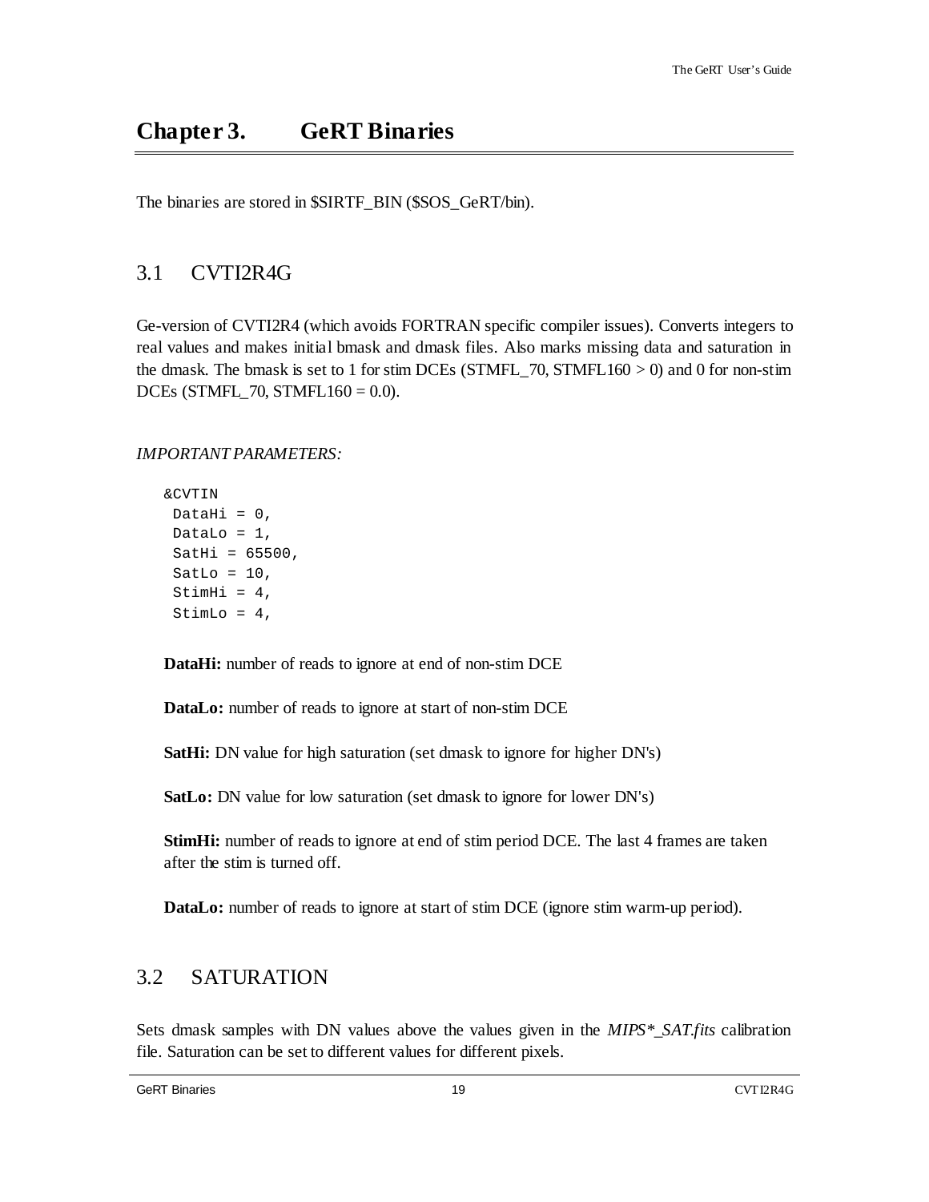# Chapter 3. GeRT Binaries

The binaries are stored in $SIRTF_BIN ($SOS_GeRT/bin).

## 3.1 CVTI2R4G

Ge-version of CVTI2R4 (which avoids FORTRAN specific compiler issues). Converts integers to real values and makes initial bmask and dmask files. Also marks missing data and saturation in the dmask. The bmask is set to 1 for stim DCEs (STMFL_70, STMFL160 > 0) and 0 for non-stim DCEs (STMFL_70, STMFL160 = 0.0).

*IMPORTANT PARAMETERS:*

```
&CVTIN
 DataHi = 0,
 DataLo = 1,
 SatHi = 65500,
 SatLo = 10,
 StimHi = 4,
 StimLo = 4,
```

**DataHi:** number of reads to ignore at end of non-stim DCE

**DataLo:** number of reads to ignore at start of non-stim DCE

**SatHi:** DN value for high saturation (set dmask to ignore for higher DN's)

**SatLo:** DN value for low saturation (set dmask to ignore for lower DN's)

**StimHi:** number of reads to ignore at end of stim period DCE. The last 4 frames are taken after the stim is turned off.

**DataLo:** number of reads to ignore at start of stim DCE (ignore stim warm-up period).

## 3.2 SATURATION

Sets dmask samples with DN values above the values given in the *MIPS*_SAT.fits* calibration file. Saturation can be set to different values for different pixels.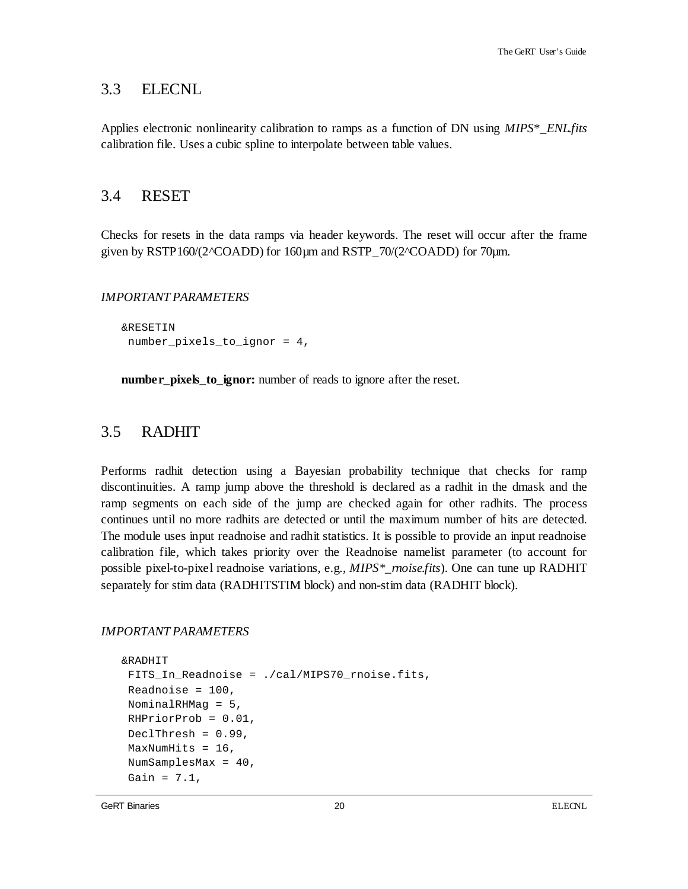## 3.3 ELECNL

Applies electronic nonlinearity calibration to ramps as a function of DN using *MIPS*_ENL.fits* calibration file. Uses a cubic spline to interpolate between table values.

## 3.4 RESET

Checks for resets in the data ramps via header keywords. The reset will occur after the frame given by RSTP160/(2^COADD) for 160µm and RSTP_70/(2^COADD) for 70µm.

*IMPORTANT PARAMETERS*

```
&RESETIN
 number_pixels_to_ignor = 4,
```

**number_pixels_to_ignor:** number of reads to ignore after the reset.

## 3.5 RADHIT

Performs radhit detection using a Bayesian probability technique that checks for ramp discontinuities. A ramp jump above the threshold is declared as a radhit in the dmask and the ramp segments on each side of the jump are checked again for other radhits. The process continues until no more radhits are detected or until the maximum number of hits are detected. The module uses input readnoise and radhit statistics. It is possible to provide an input readnoise calibration file, which takes priority over the Readnoise namelist parameter (to account for possible pixel-to-pixel readnoise variations, e.g., *MIPS*_rnoise.fits*). One can tune up RADHIT separately for stim data (RADHITSTIM block) and non-stim data (RADHIT block).

*IMPORTANT PARAMETERS*

```
&RADHIT
 FITS_In_Readnoise = ./cal/MIPS70_rnoise.fits,
 Readnoise = 100,
 NominalRHMag = 5,
 RHPriorProb = 0.01,
 DeclThresh = 0.99,
 MaxNumHits = 16,
 NumSamplesMax = 40,
 Gain = 7.1,
```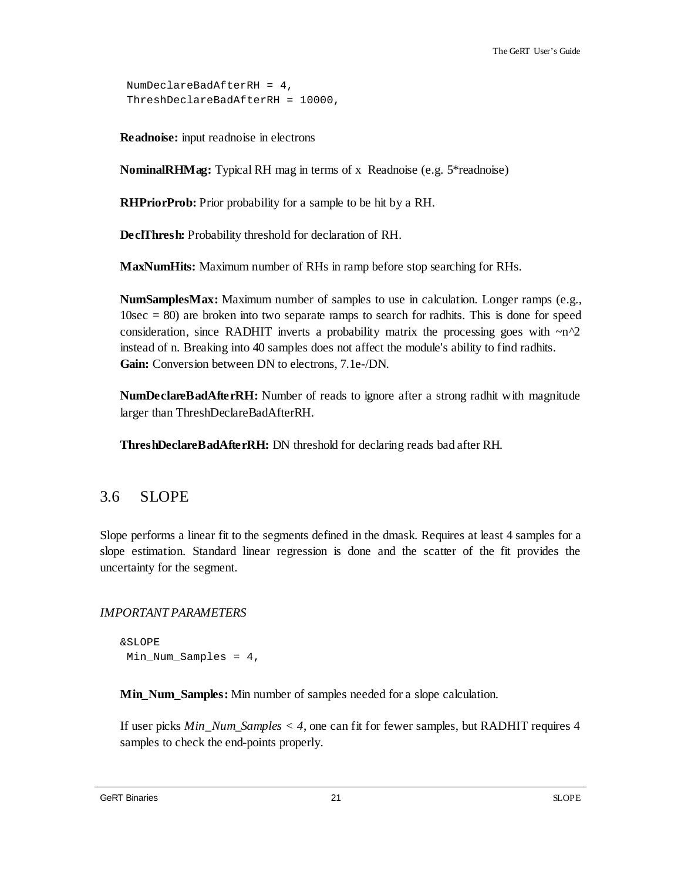```
 NumDeclareBadAfterRH = 4,
 ThreshDeclareBadAfterRH = 10000,
```

**Readnoise:** input readnoise in electrons

**NominalRHMag:** Typical RH mag in terms of x Readnoise (e.g. 5*readnoise)

**RHPriorProb:** Prior probability for a sample to be hit by a RH.

**DeclThresh:** Probability threshold for declaration of RH.

**MaxNumHits:** Maximum number of RHs in ramp before stop searching for RHs.

**NumSamplesMax:** Maximum number of samples to use in calculation. Longer ramps (e.g., 10sec = 80) are broken into two separate ramps to search for radhits. This is done for speed consideration, since RADHIT inverts a probability matrix the processing goes with ~n^2 instead of n. Breaking into 40 samples does not affect the module's ability to find radhits.
**Gain:** Conversion between DN to electrons, 7.1e-/DN.

**NumDeclareBadAfterRH:** Number of reads to ignore after a strong radhit with magnitude larger than ThreshDeclareBadAfterRH.

**ThreshDeclareBadAfterRH:** DN threshold for declaring reads bad after RH.

## 3.6 SLOPE

Slope performs a linear fit to the segments defined in the dmask. Requires at least 4 samples for a slope estimation. Standard linear regression is done and the scatter of the fit provides the uncertainty for the segment.

*IMPORTANT PARAMETERS*

```
&SLOPE
 Min_Num_Samples = 4,
```

**Min_Num_Samples:** Min number of samples needed for a slope calculation.

If user picks *Min_Num_Samples < 4*, one can fit for fewer samples, but RADHIT requires 4 samples to check the end-points properly.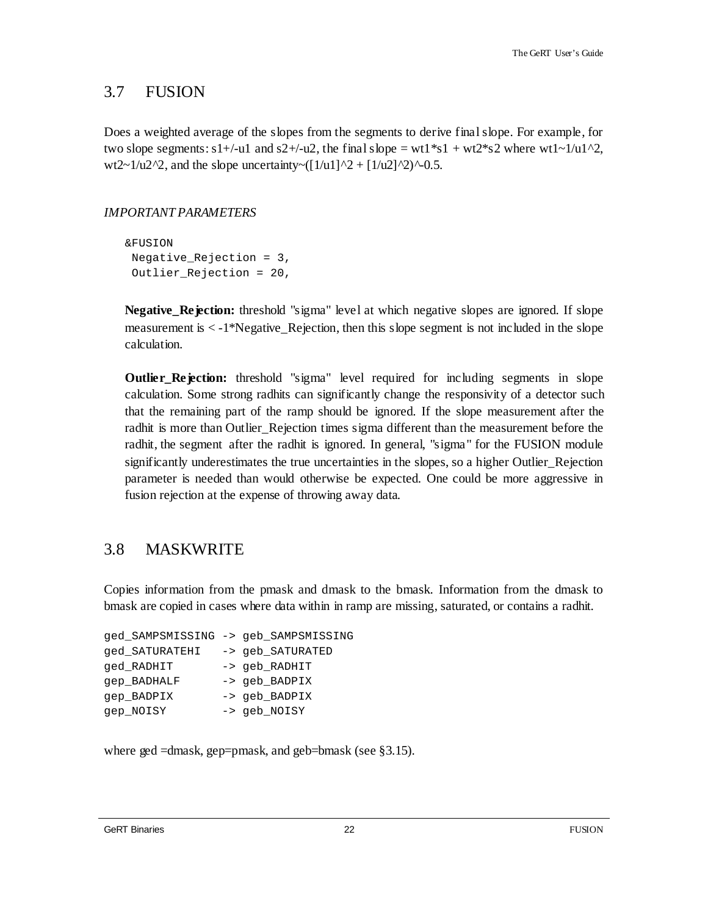## 3.7 FUSION

Does a weighted average of the slopes from the segments to derive final slope. For example, for two slope segments: s1+/-u1 and s2+/-u2, the final slope = wt1*s1 + wt2*s2 where wt1~1/u1^2, wt2~1/u2^2, and the slope uncertainty~([1/u1]^2 + [1/u2]^2)^-0.5.

*IMPORTANT PARAMETERS*

```
&FUSION
 Negative_Rejection = 3,
 Outlier_Rejection = 20,
```

**Negative_Rejection:** threshold "sigma" level at which negative slopes are ignored. If slope measurement is < -1*Negative_Rejection, then this slope segment is not included in the slope calculation.

**Outlier_Rejection:** threshold "sigma" level required for including segments in slope calculation. Some strong radhits can significantly change the responsivity of a detector such that the remaining part of the ramp should be ignored. If the slope measurement after the radhit is more than Outlier_Rejection times sigma different than the measurement before the radhit, the segment after the radhit is ignored. In general, "sigma" for the FUSION module significantly underestimates the true uncertainties in the slopes, so a higher Outlier_Rejection parameter is needed than would otherwise be expected. One could be more aggressive in fusion rejection at the expense of throwing away data.

## 3.8 MASKWRITE

Copies information from the pmask and dmask to the bmask. Information from the dmask to bmask are copied in cases where data within in ramp are missing, saturated, or contains a radhit.

```
ged_SAMPSMISSING -> geb_SAMPSMISSING
ged_SATURATEHI   -> geb_SATURATED
ged_RADHIT       -> geb_RADHIT
gep_BADHALF      -> geb_BADPIX
gep_BADPIX       -> geb_BADPIX
gep_NOISY        -> geb_NOISY
```

where ged =dmask, gep=pmask, and geb=bmask (see §3.15).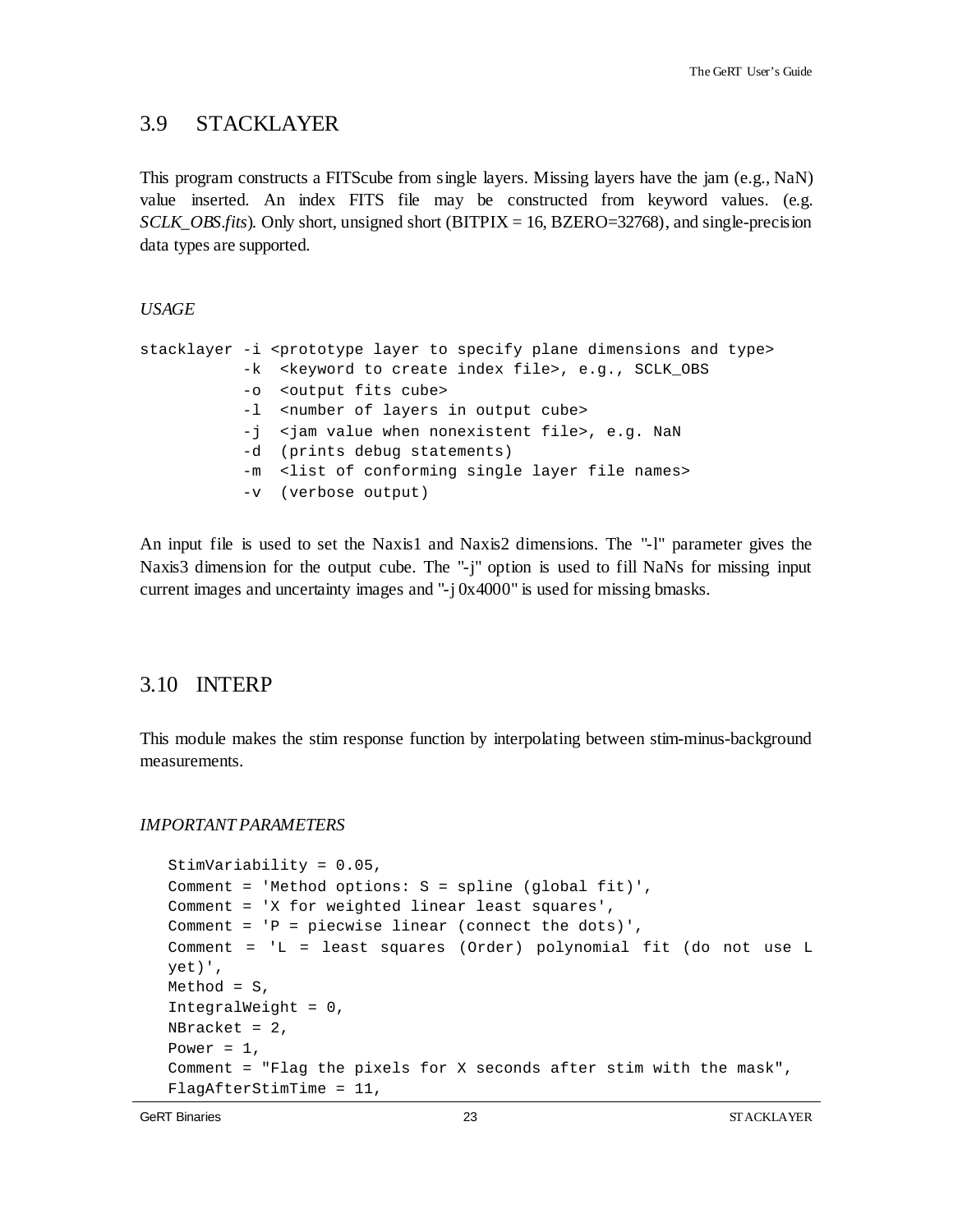## 3.9 STACKLAYER

This program constructs a FITScube from single layers. Missing layers have the jam (e.g., NaN) value inserted. An index FITS file may be constructed from keyword values. (e.g. *SCLK_OBS.fits*). Only short, unsigned short (BITPIX = 16, BZERO=32768), and single-precision data types are supported.

*USAGE*

```
stacklayer -i <prototype layer to specify plane dimensions and type>
           -k  <keyword to create index file>, e.g., SCLK_OBS
           -o  <output fits cube>
           -l  <number of layers in output cube>
           -j  <jam value when nonexistent file>, e.g. NaN
           -d  (prints debug statements)
           -m  <list of conforming single layer file names>
           -v  (verbose output)
```

An input file is used to set the Naxis1 and Naxis2 dimensions. The "-l" parameter gives the Naxis3 dimension for the output cube. The "-j" option is used to fill NaNs for missing input current images and uncertainty images and "-j 0x4000" is used for missing bmasks.

## 3.10 INTERP

This module makes the stim response function by interpolating between stim-minus-background measurements.

*IMPORTANT PARAMETERS*

```
StimVariability = 0.05,
Comment = 'Method options: S = spline (global fit)',
Comment = 'X for weighted linear least squares',
Comment = 'P = piecwise linear (connect the dots)',
Comment = 'L = least squares (Order) polynomial fit (do not use L
yet)',
Method = S,
IntegralWeight = 0,
NBracket = 2,
Power = 1,
Comment = "Flag the pixels for X seconds after stim with the mask",
FlagAfterStimTime = 11,
```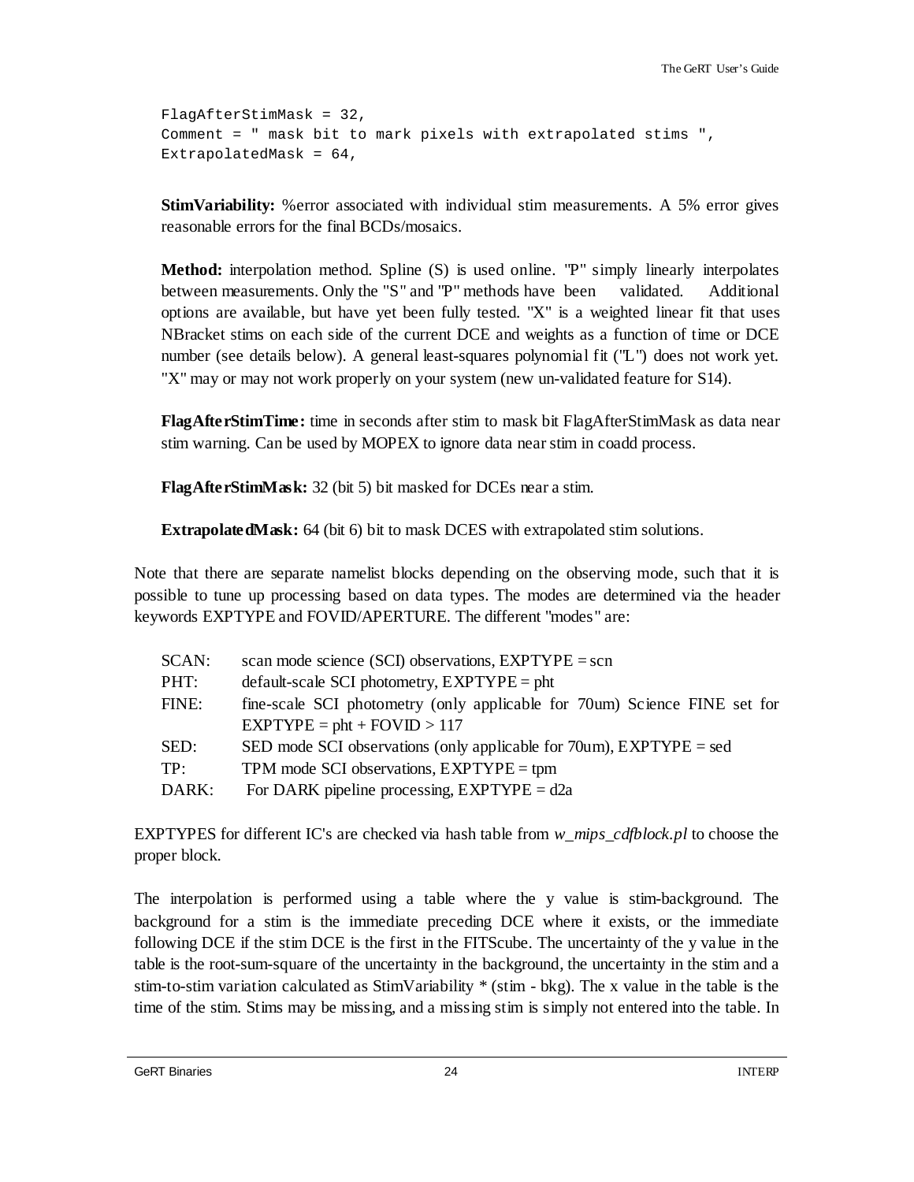```
FlagAfterStimMask = 32,
Comment = " mask bit to mark pixels with extrapolated stims ",
ExtrapolatedMask = 64,
```

**StimVariability:** %error associated with individual stim measurements. A 5% error gives reasonable errors for the final BCDs/mosaics.

**Method:** interpolation method. Spline (S) is used online. "P" simply linearly interpolates between measurements. Only the "S" and "P" methods have been validated. Additional options are available, but have yet been fully tested. "X" is a weighted linear fit that uses NBracket stims on each side of the current DCE and weights as a function of time or DCE number (see details below). A general least-squares polynomial fit ("L") does not work yet. "X" may or may not work properly on your system (new un-validated feature for S14).

**FlagAfterStimTime:** time in seconds after stim to mask bit FlagAfterStimMask as data near stim warning. Can be used by MOPEX to ignore data near stim in coadd process.

**FlagAfterStimMask:** 32 (bit 5) bit masked for DCEs near a stim.

**ExtrapolatedMask:** 64 (bit 6) bit to mask DCES with extrapolated stim solutions.

Note that there are separate namelist blocks depending on the observing mode, such that it is possible to tune up processing based on data types. The modes are determined via the header keywords EXPTYPE and FOVID/APERTURE. The different "modes" are:

| | |
|---|---|
| SCAN: | scan mode science (SCI) observations, EXPTYPE = scn |
| PHT: | default-scale SCI photometry, EXPTYPE = pht |
| FINE: | fine-scale SCI photometry (only applicable for 70um) Science FINE set for EXPTYPE = pht + FOVID > 117 |
| SED: | SED mode SCI observations (only applicable for 70um), EXPTYPE = sed |
| TP: | TPM mode SCI observations, EXPTYPE = tpm |
| DARK: | For DARK pipeline processing, EXPTYPE = d2a |

EXPTYPES for different IC's are checked via hash table from *w_mips_cdfblock.pl* to choose the proper block.

The interpolation is performed using a table where the y value is stim-background. The background for a stim is the immediate preceding DCE where it exists, or the immediate following DCE if the stim DCE is the first in the FITScube. The uncertainty of the y value in the table is the root-sum-square of the uncertainty in the background, the uncertainty in the stim and a stim-to-stim variation calculated as StimVariability * (stim - bkg). The x value in the table is the time of the stim. Stims may be missing, and a missing stim is simply not entered into the table. In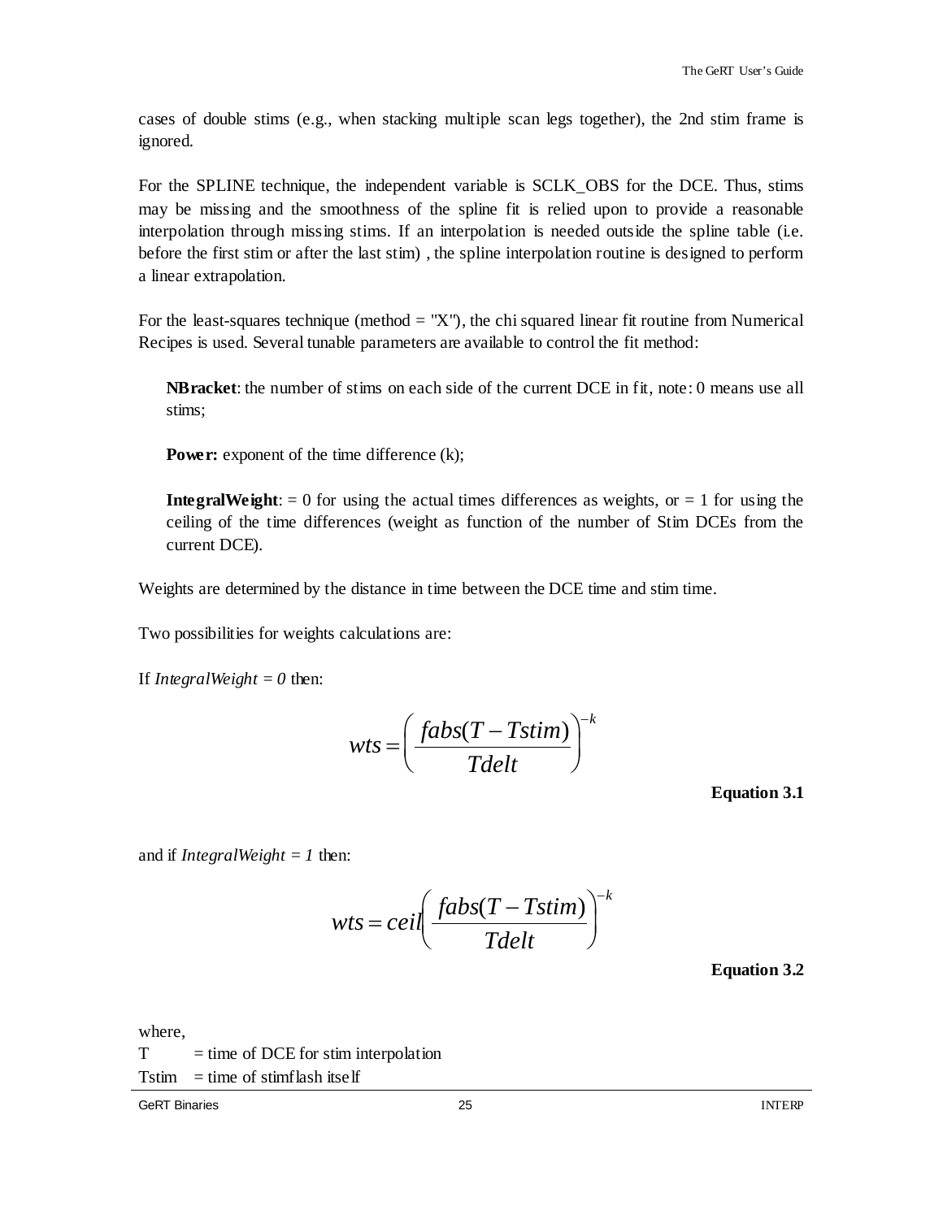cases of double stims (e.g., when stacking multiple scan legs together), the 2nd stim frame is ignored.

For the SPLINE technique, the independent variable is SCLK_OBS for the DCE. Thus, stims may be missing and the smoothness of the spline fit is relied upon to provide a reasonable interpolation through missing stims. If an interpolation is needed outside the spline table (i.e. before the first stim or after the last stim) , the spline interpolation routine is designed to perform a linear extrapolation.

For the least-squares technique (method = "X"), the chi squared linear fit routine from Numerical Recipes is used. Several tunable parameters are available to control the fit method:

> **NBracket**: the number of stims on each side of the current DCE in fit, note: 0 means use all stims;
>
> **Power:** exponent of the time difference (k);
>
> **IntegralWeight**: = 0 for using the actual times differences as weights, or = 1 for using the ceiling of the time differences (weight as function of the number of Stim DCEs from the current DCE).

Weights are determined by the distance in time between the DCE time and stim time.

Two possibilities for weights calculations are:

If *IntegralWeight = 0* then:

$$wts = \left( \frac{fabs(T - Tstim)}{Tdelt} \right)^{-k}$$

**Equation 3.1**

and if *IntegralWeight = 1* then:

$$wts = ceil\left( \frac{fabs(T - Tstim)}{Tdelt} \right)^{-k}$$

**Equation 3.2**

where,

T = time of DCE for stim interpolation

Tstim = time of stimflash itself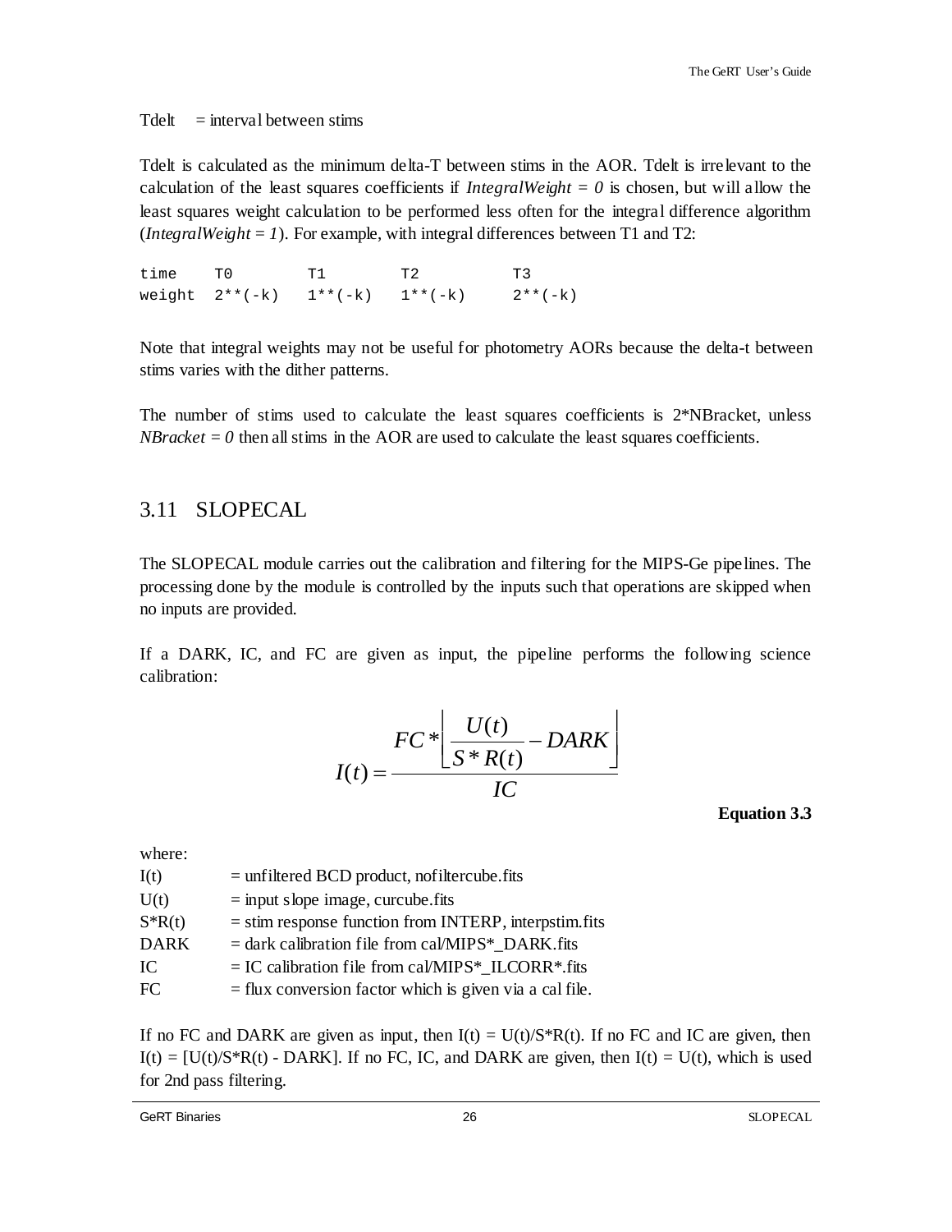Tdelt = interval between stims

Tdelt is calculated as the minimum delta-T between stims in the AOR. Tdelt is irrelevant to the calculation of the least squares coefficients if *IntegralWeight = 0* is chosen, but will allow the least squares weight calculation to be performed less often for the integral difference algorithm (*IntegralWeight = 1*). For example, with integral differences between T1 and T2:

```
time    T0        T1        T2         T3
weight  2**(-k)   1**(-k)   1**(-k)    2**(-k)
```

Note that integral weights may not be useful for photometry AORs because the delta-t between stims varies with the dither patterns.

The number of stims used to calculate the least squares coefficients is 2*NBracket, unless *NBracket = 0* then all stims in the AOR are used to calculate the least squares coefficients.

## 3.11 SLOPECAL

The SLOPECAL module carries out the calibration and filtering for the MIPS-Ge pipelines. The processing done by the module is controlled by the inputs such that operations are skipped when no inputs are provided.

If a DARK, IC, and FC are given as input, the pipeline performs the following science calibration:

$$I(t) = \frac{FC * \left\lfloor \frac{U(t)}{S * R(t)} - DARK \right\rfloor}{IC}$$

**Equation 3.3**

where:

| | |
|---|---|
| I(t) | = unfiltered BCD product, nofiltercube.fits |
| U(t) | = input slope image, curcube.fits |
| S*R(t) | = stim response function from INTERP, interpstim.fits |
| DARK | = dark calibration file from cal/MIPS*_DARK.fits |
| IC | = IC calibration file from cal/MIPS*_ILCORR*.fits |
| FC | = flux conversion factor which is given via a cal file. |

If no FC and DARK are given as input, then I(t) = U(t)/S*R(t). If no FC and IC are given, then I(t) = [U(t)/S*R(t) - DARK]. If no FC, IC, and DARK are given, then I(t) = U(t), which is used for 2nd pass filtering.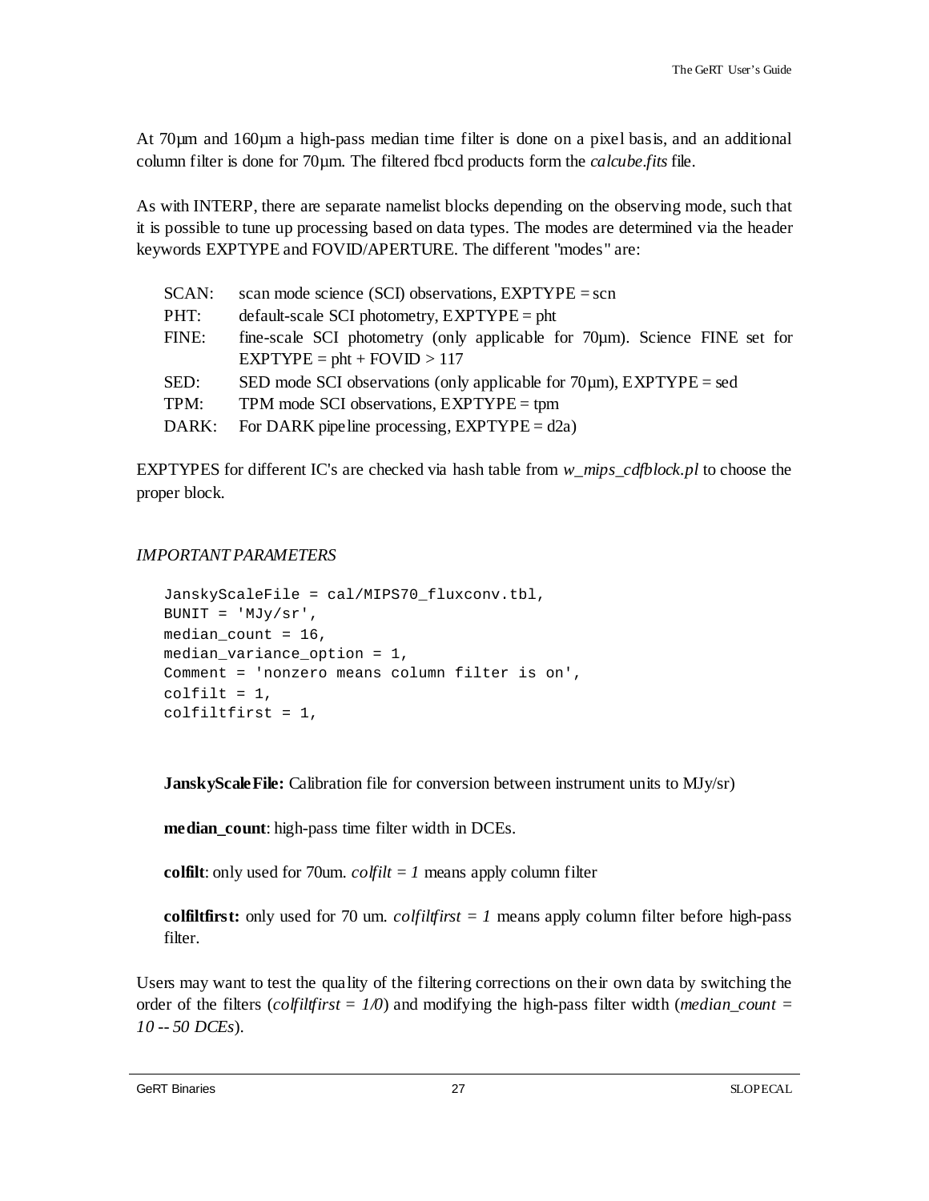At 70μm and 160μm a high-pass median time filter is done on a pixel basis, and an additional column filter is done for 70μm. The filtered fbcd products form the *calcube.fits* file.

As with INTERP, there are separate namelist blocks depending on the observing mode, such that it is possible to tune up processing based on data types. The modes are determined via the header keywords EXPTYPE and FOVID/APERTURE. The different "modes" are:

| | |
|---|---|
| SCAN: | scan mode science (SCI) observations, EXPTYPE = scn |
| PHT: | default-scale SCI photometry, EXPTYPE = pht |
| FINE: | fine-scale SCI photometry (only applicable for 70μm). Science FINE set for EXPTYPE = pht + FOVID > 117 |
| SED: | SED mode SCI observations (only applicable for 70μm), EXPTYPE = sed |
| TPM: | TPM mode SCI observations, EXPTYPE = tpm |
| DARK: | For DARK pipeline processing, EXPTYPE = d2a) |

EXPTYPES for different IC's are checked via hash table from *w_mips_cdfblock.pl* to choose the proper block.

*IMPORTANT PARAMETERS*

```
JanskyScaleFile = cal/MIPS70_fluxconv.tbl,
BUNIT = 'MJy/sr',
median_count = 16,
median_variance_option = 1,
Comment = 'nonzero means column filter is on',
colfilt = 1,
colfiltfirst = 1,
```

**JanskyScaleFile:** Calibration file for conversion between instrument units to MJy/sr)

**median_count**: high-pass time filter width in DCEs.

**colfilt**: only used for 70um. *colfilt = 1* means apply column filter

**colfiltfirst:** only used for 70 um. *colfiltfirst = 1* means apply column filter before high-pass filter.

Users may want to test the quality of the filtering corrections on their own data by switching the order of the filters (*colfiltfirst = 1/0*) and modifying the high-pass filter width (*median_count = 10 -- 50 DCEs*).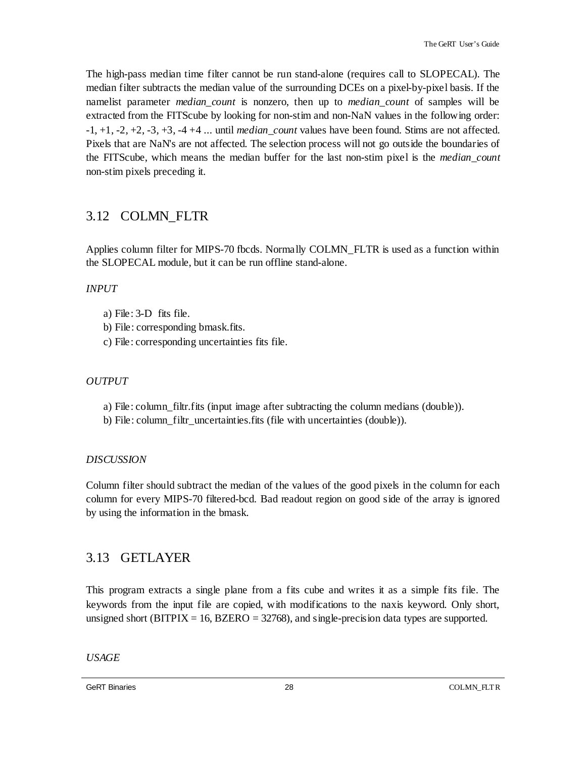The high-pass median time filter cannot be run stand-alone (requires call to SLOPECAL). The median filter subtracts the median value of the surrounding DCEs on a pixel-by-pixel basis. If the namelist parameter *median_count* is nonzero, then up to *median_count* of samples will be extracted from the FITScube by looking for non-stim and non-NaN values in the following order: -1, +1, -2, +2, -3, +3, -4 +4 ... until *median_count* values have been found. Stims are not affected. Pixels that are NaN's are not affected. The selection process will not go outside the boundaries of the FITScube, which means the median buffer for the last non-stim pixel is the *median_count* non-stim pixels preceding it.

## 3.12 COLMN_FLTR

Applies column filter for MIPS-70 fbcds. Normally COLMN_FLTR is used as a function within the SLOPECAL module, but it can be run offline stand-alone.

*INPUT*

a) File: 3-D fits file.
b) File: corresponding bmask.fits.
c) File: corresponding uncertainties fits file.

*OUTPUT*

a) File: column_filtr.fits (input image after subtracting the column medians (double)).
b) File: column_filtr_uncertainties.fits (file with uncertainties (double)).

*DISCUSSION*

Column filter should subtract the median of the values of the good pixels in the column for each column for every MIPS-70 filtered-bcd. Bad readout region on good side of the array is ignored by using the information in the bmask.

## 3.13 GETLAYER

This program extracts a single plane from a fits cube and writes it as a simple fits file. The keywords from the input file are copied, with modifications to the naxis keyword. Only short, unsigned short (BITPIX = 16, BZERO = 32768), and single-precision data types are supported.

*USAGE*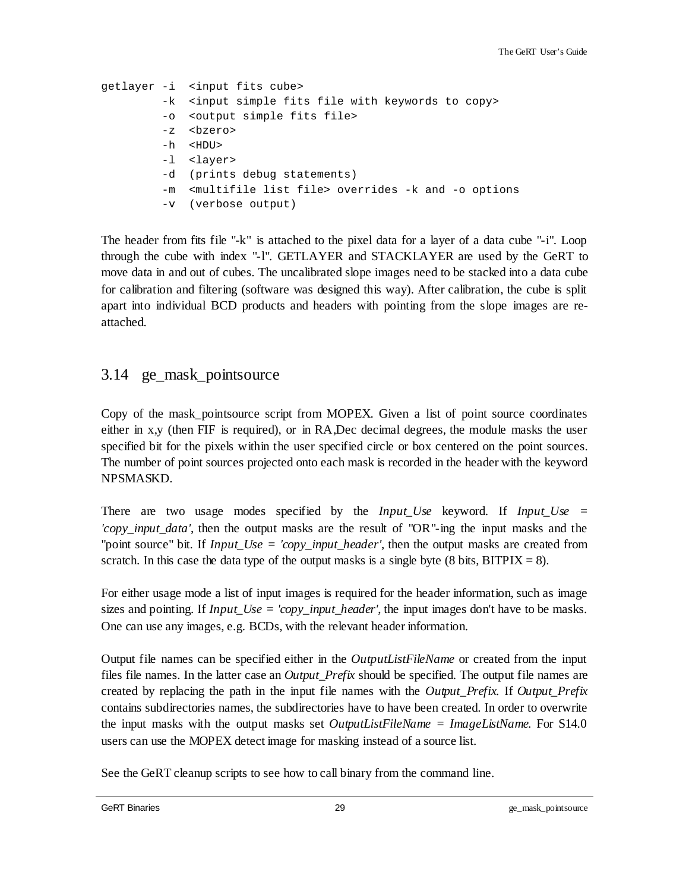```
getlayer -i  <input fits cube>
         -k  <input simple fits file with keywords to copy>
         -o  <output simple fits file>
         -z  <bzero>
         -h  <HDU>
         -l  <layer>
         -d  (prints debug statements)
         -m  <multifile list file> overrides -k and -o options
         -v  (verbose output)
```

The header from fits file "-k" is attached to the pixel data for a layer of a data cube "-i". Loop through the cube with index "-l". GETLAYER and STACKLAYER are used by the GeRT to move data in and out of cubes. The uncalibrated slope images need to be stacked into a data cube for calibration and filtering (software was designed this way). After calibration, the cube is split apart into individual BCD products and headers with pointing from the slope images are re-attached.

## 3.14 ge_mask_pointsource

Copy of the mask_pointsource script from MOPEX. Given a list of point source coordinates either in x,y (then FIF is required), or in RA,Dec decimal degrees, the module masks the user specified bit for the pixels within the user specified circle or box centered on the point sources. The number of point sources projected onto each mask is recorded in the header with the keyword NPSMASKD.

There are two usage modes specified by the *Input_Use* keyword. If *Input_Use = 'copy_input_data'*, then the output masks are the result of "OR"-ing the input masks and the "point source" bit. If *Input_Use = 'copy_input_header'*, then the output masks are created from scratch. In this case the data type of the output masks is a single byte (8 bits, BITPIX = 8).

For either usage mode a list of input images is required for the header information, such as image sizes and pointing. If *Input_Use = 'copy_input_header'*, the input images don't have to be masks. One can use any images, e.g. BCDs, with the relevant header information.

Output file names can be specified either in the *OutputListFileName* or created from the input files file names. In the latter case an *Output_Prefix* should be specified. The output file names are created by replacing the path in the input file names with the *Output_Prefix*. If *Output_Prefix* contains subdirectories names, the subdirectories have to have been created. In order to overwrite the input masks with the output masks set *OutputListFileName = ImageListName*. For S14.0 users can use the MOPEX detect image for masking instead of a source list.

See the GeRT cleanup scripts to see how to call binary from the command line.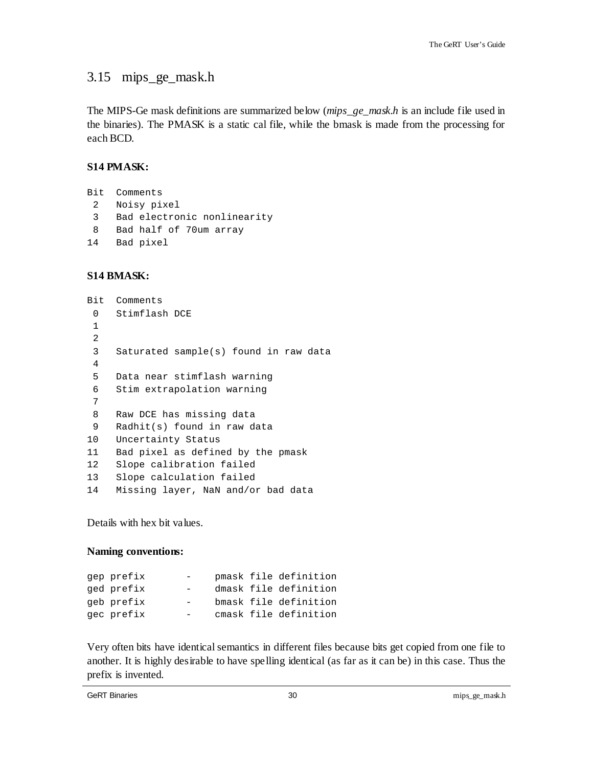## 3.15 mips_ge_mask.h

The MIPS-Ge mask definitions are summarized below (*mips_ge_mask.h* is an include file used in the binaries). The PMASK is a static cal file, while the bmask is made from the processing for each BCD.

**S14 PMASK:**

```
Bit  Comments
 2   Noisy pixel
 3   Bad electronic nonlinearity
 8   Bad half of 70um array
14   Bad pixel
```

**S14 BMASK:**

```
Bit  Comments
 0   Stimflash DCE
 1
 2
 3   Saturated sample(s) found in raw data
 4
 5   Data near stimflash warning
 6   Stim extrapolation warning
 7
 8   Raw DCE has missing data
 9   Radhit(s) found in raw data
10   Uncertainty Status
11   Bad pixel as defined by the pmask
12   Slope calibration failed
13   Slope calculation failed
14   Missing layer, NaN and/or bad data
```

Details with hex bit values.

**Naming conventions:**

```
gep prefix       -    pmask file definition
ged prefix       -    dmask file definition
geb prefix       -    bmask file definition
gec prefix       -    cmask file definition
```

Very often bits have identical semantics in different files because bits get copied from one file to another. It is highly desirable to have spelling identical (as far as it can be) in this case. Thus the prefix is invented.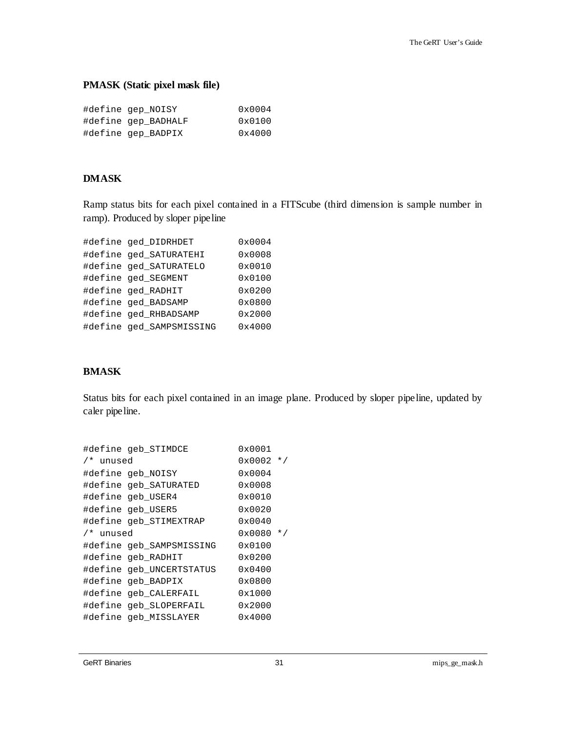**PMASK (Static pixel mask file)**

```
#define gep_NOISY           0x0004
#define gep_BADHALF         0x0100
#define gep_BADPIX          0x4000
```

**DMASK**

Ramp status bits for each pixel contained in a FITScube (third dimension is sample number in ramp). Produced by sloper pipeline

```
#define ged_DIDRHDET        0x0004
#define ged_SATURATEHI      0x0008
#define ged_SATURATELO      0x0010
#define ged_SEGMENT         0x0100
#define ged_RADHIT          0x0200
#define ged_BADSAMP         0x0800
#define ged_RHBADSAMP       0x2000
#define ged_SAMPSMISSING    0x4000
```

**BMASK**

Status bits for each pixel contained in an image plane. Produced by sloper pipeline, updated by caler pipeline.

```
#define geb_STIMDCE         0x0001
/* unused               0x0002 */
#define geb_NOISY           0x0004
#define geb_SATURATED       0x0008
#define geb_USER4           0x0010
#define geb_USER5           0x0020
#define geb_STIMEXTRAP      0x0040
/* unused               0x0080 */
#define geb_SAMPSMISSING    0x0100
#define geb_RADHIT          0x0200
#define geb_UNCERTSTATUS    0x0400
#define geb_BADPIX          0x0800
#define geb_CALERFAIL       0x1000
#define geb_SLOPERFAIL      0x2000
#define geb_MISSLAYER       0x4000
```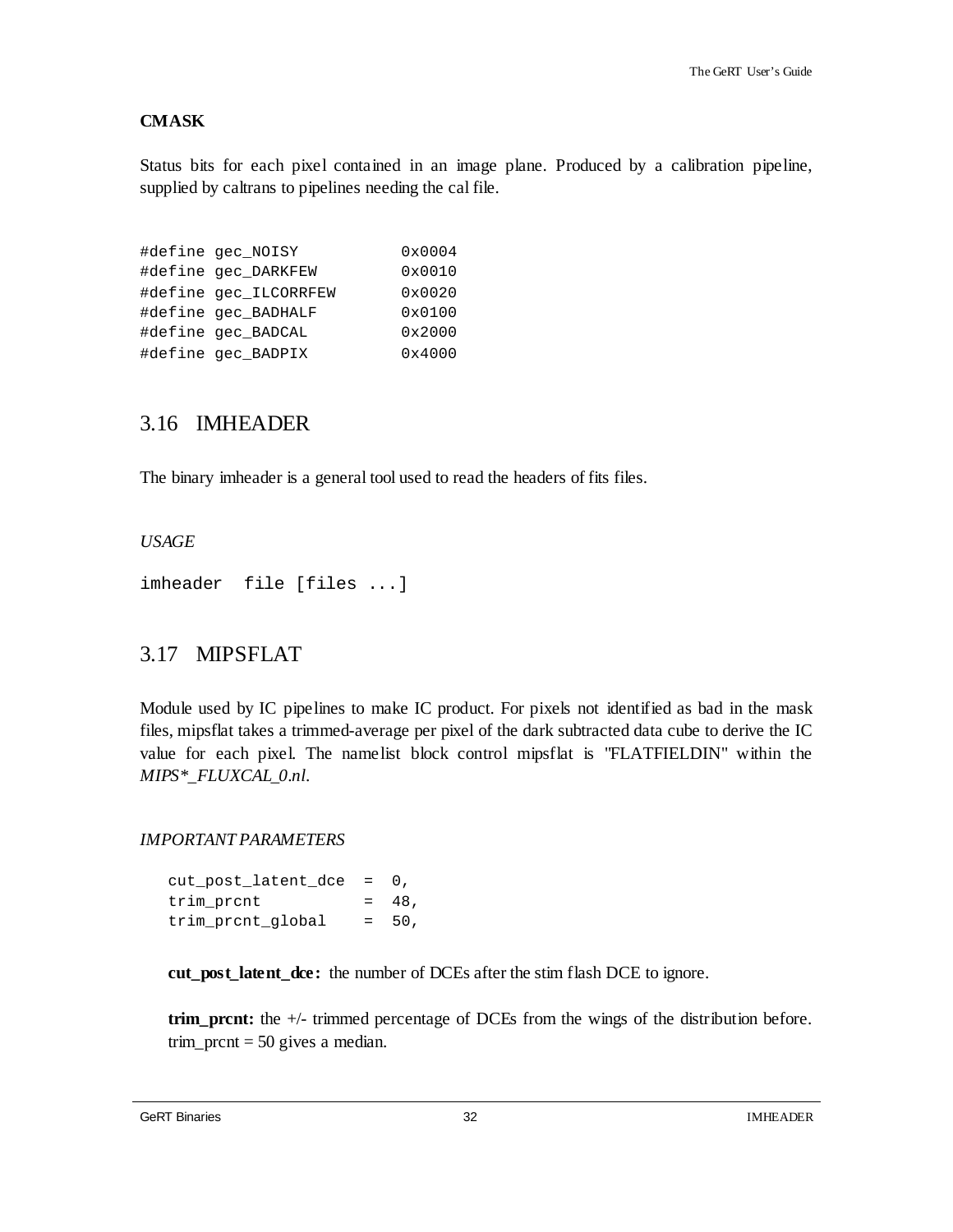**CMASK**

Status bits for each pixel contained in an image plane. Produced by a calibration pipeline, supplied by caltrans to pipelines needing the cal file.

```
#define gec_NOISY           0x0004
#define gec_DARKFEW         0x0010
#define gec_ILCORRFEW       0x0020
#define gec_BADHALF         0x0100
#define gec_BADCAL          0x2000
#define gec_BADPIX          0x4000
```

## 3.16 IMHEADER

The binary imheader is a general tool used to read the headers of fits files.

*USAGE*

```
imheader  file [files ...]
```

## 3.17 MIPSFLAT

Module used by IC pipelines to make IC product. For pixels not identified as bad in the mask files, mipsflat takes a trimmed-average per pixel of the dark subtracted data cube to derive the IC value for each pixel. The namelist block control mipsflat is "FLATFIELDIN" within the *MIPS*_FLUXCAL_0.nl*.

*IMPORTANT PARAMETERS*

```
cut_post_latent_dce  =  0,
trim_prcnt           =  48,
trim_prcnt_global    =  50,
```

**cut_post_latent_dce:** the number of DCEs after the stim flash DCE to ignore.

**trim_prcnt:** the +/- trimmed percentage of DCEs from the wings of the distribution before. trim_prcnt = 50 gives a median.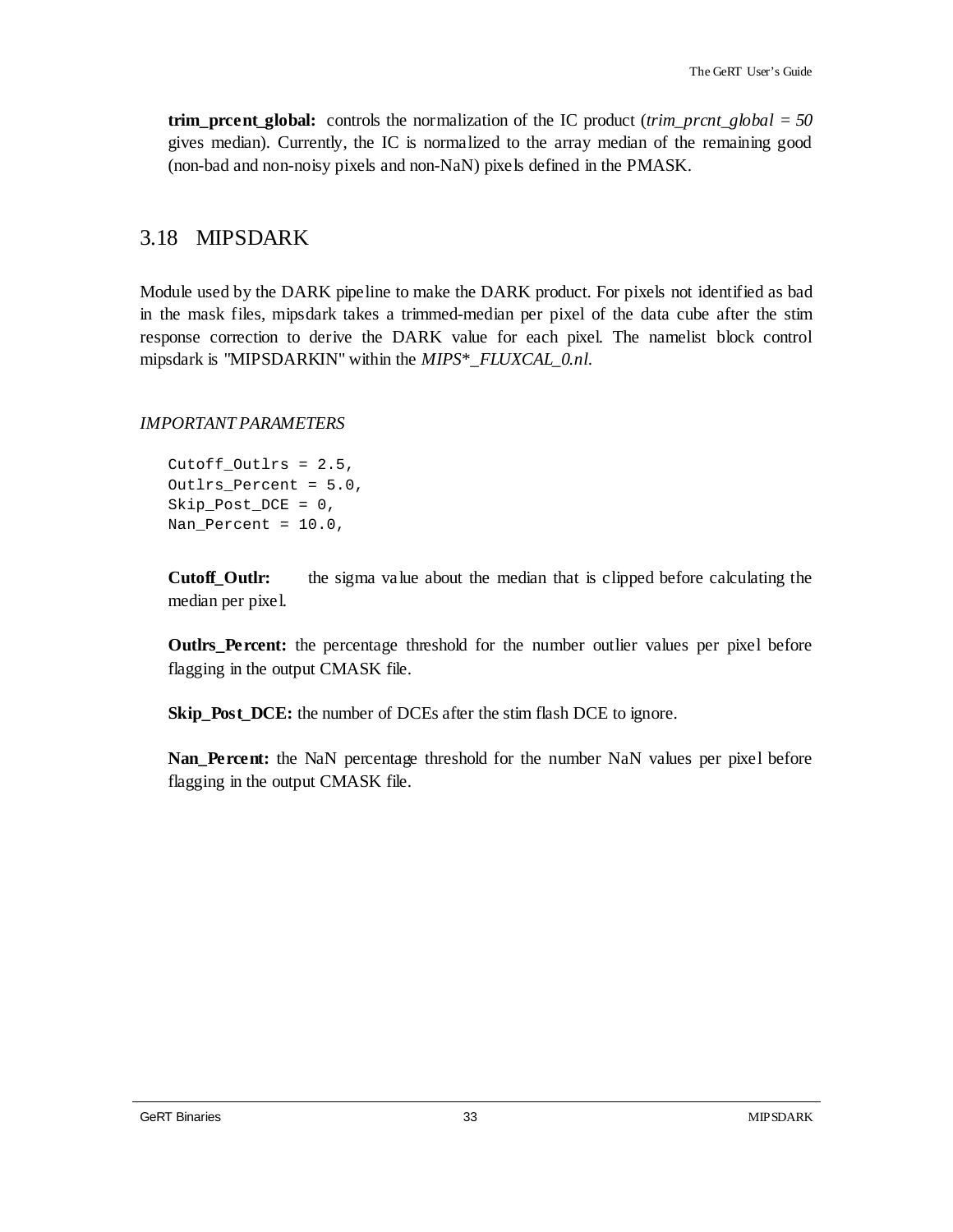**trim_prcent_global:** controls the normalization of the IC product (*trim_prcnt_global = 50* gives median). Currently, the IC is normalized to the array median of the remaining good (non-bad and non-noisy pixels and non-NaN) pixels defined in the PMASK.

## 3.18 MIPSDARK

Module used by the DARK pipeline to make the DARK product. For pixels not identified as bad in the mask files, mipsdark takes a trimmed-median per pixel of the data cube after the stim response correction to derive the DARK value for each pixel. The namelist block control mipsdark is "MIPSDARKIN" within the *MIPS*_FLUXCAL_0.nl*.

*IMPORTANT PARAMETERS*

```
Cutoff_Outlrs = 2.5,
Outlrs_Percent = 5.0,
Skip_Post_DCE = 0,
Nan_Percent = 10.0,
```

**Cutoff_Outlr:** the sigma value about the median that is clipped before calculating the median per pixel.

**Outlrs_Percent:** the percentage threshold for the number outlier values per pixel before flagging in the output CMASK file.

**Skip_Post_DCE:** the number of DCEs after the stim flash DCE to ignore.

**Nan_Percent:** the NaN percentage threshold for the number NaN values per pixel before flagging in the output CMASK file.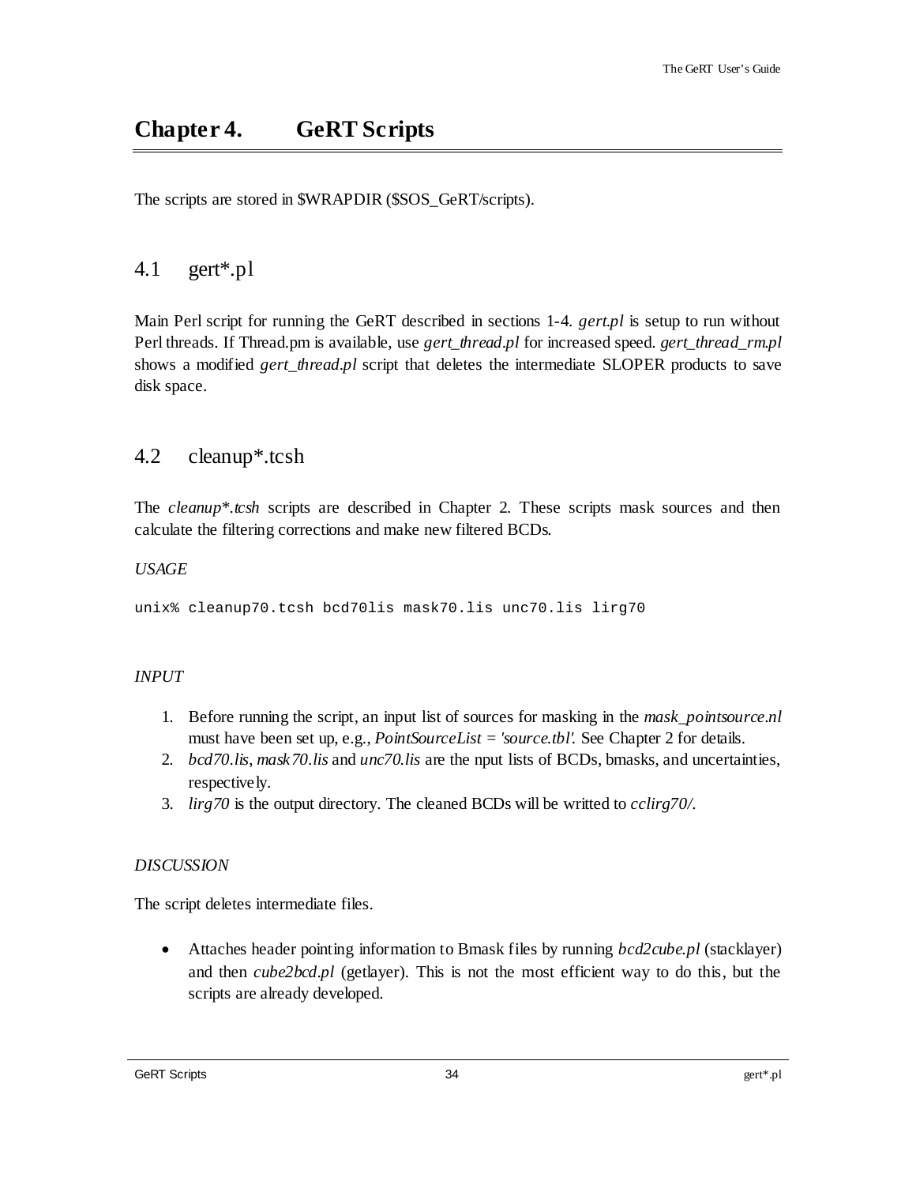# Chapter 4. GeRT Scripts

The scripts are stored in $WRAPDIR ($SOS_GeRT/scripts).

## 4.1 gert*.pl

Main Perl script for running the GeRT described in sections 1-4. *gert.pl* is setup to run without Perl threads. If Thread.pm is available, use *gert_thread.pl* for increased speed. *gert_thread_rm.pl* shows a modified *gert_thread.pl* script that deletes the intermediate SLOPER products to save disk space.

## 4.2 cleanup*.tcsh

The *cleanup*.tcsh* scripts are described in Chapter 2. These scripts mask sources and then calculate the filtering corrections and make new filtered BCDs.

*USAGE*

```
unix% cleanup70.tcsh bcd70lis mask70.lis unc70.lis lirg70
```

*INPUT*

1. Before running the script, an input list of sources for masking in the *mask_pointsource.nl* must have been set up, e.g., *PointSourceList = 'source.tbl'.* See Chapter 2 for details.
2. *bcd70.lis*, *mask70.lis* and *unc70.lis* are the nput lists of BCDs, bmasks, and uncertainties, respectively.
3. *lirg70* is the output directory. The cleaned BCDs will be writted to *cclirg70/*.

*DISCUSSION*

The script deletes intermediate files.

- Attaches header pointing information to Bmask files by running *bcd2cube.pl* (stacklayer) and then *cube2bcd.pl* (getlayer). This is not the most efficient way to do this, but the scripts are already developed.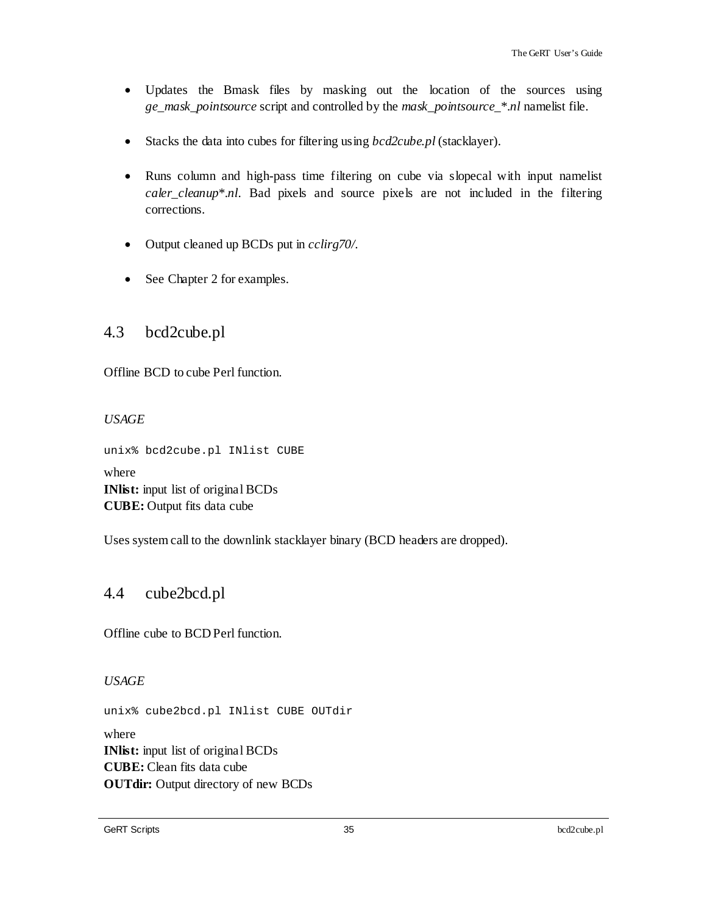- Updates the Bmask files by masking out the location of the sources using *ge_mask_pointsource* script and controlled by the *mask_pointsource_*.nl* namelist file.

- Stacks the data into cubes for filtering using *bcd2cube.pl* (stacklayer).

- Runs column and high-pass time filtering on cube via slopecal with input namelist *caler_cleanup*.nl*. Bad pixels and source pixels are not included in the filtering corrections.

- Output cleaned up BCDs put in *cclirg70/*.

- See Chapter 2 for examples.

## 4.3 bcd2cube.pl

Offline BCD to cube Perl function.

*USAGE*

```
unix% bcd2cube.pl INlist CUBE
```

where
**INlist:** input list of original BCDs
**CUBE:** Output fits data cube

Uses system call to the downlink stacklayer binary (BCD headers are dropped).

## 4.4 cube2bcd.pl

Offline cube to BCD Perl function.

*USAGE*

```
unix% cube2bcd.pl INlist CUBE OUTdir
```

where
**INlist:** input list of original BCDs
**CUBE:** Clean fits data cube
**OUTdir:** Output directory of new BCDs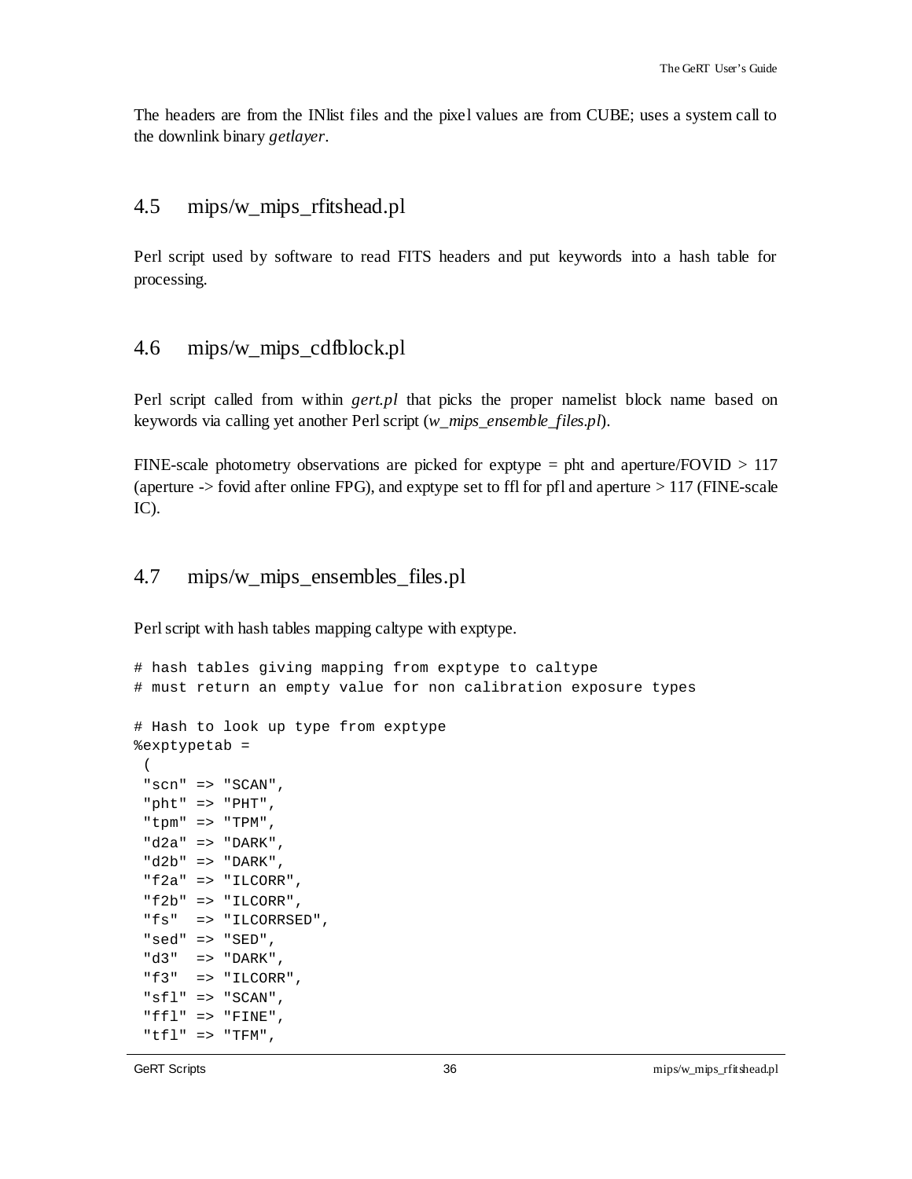The headers are from the INlist files and the pixel values are from CUBE; uses a system call to the downlink binary *getlayer*.

## 4.5 mips/w_mips_rfitshead.pl

Perl script used by software to read FITS headers and put keywords into a hash table for processing.

## 4.6 mips/w_mips_cdfblock.pl

Perl script called from within *gert.pl* that picks the proper namelist block name based on keywords via calling yet another Perl script (*w_mips_ensemble_files.pl*).

FINE-scale photometry observations are picked for exptype = pht and aperture/FOVID > 117 (aperture -> fovid after online FPG), and exptype set to ffl for pfl and aperture > 117 (FINE-scale IC).

## 4.7 mips/w_mips_ensembles_files.pl

Perl script with hash tables mapping caltype with exptype.

```
# hash tables giving mapping from exptype to caltype
# must return an empty value for non calibration exposure types

# Hash to look up type from exptype
%exptypetab =
 (
 "scn" => "SCAN",
 "pht" => "PHT",
 "tpm" => "TPM",
 "d2a" => "DARK",
 "d2b" => "DARK",
 "f2a" => "ILCORR",
 "f2b" => "ILCORR",
 "fs"  => "ILCORRSED",
 "sed" => "SED",
 "d3"  => "DARK",
 "f3"  => "ILCORR",
 "sfl" => "SCAN",
 "ffl" => "FINE",
 "tfl" => "TFM",
```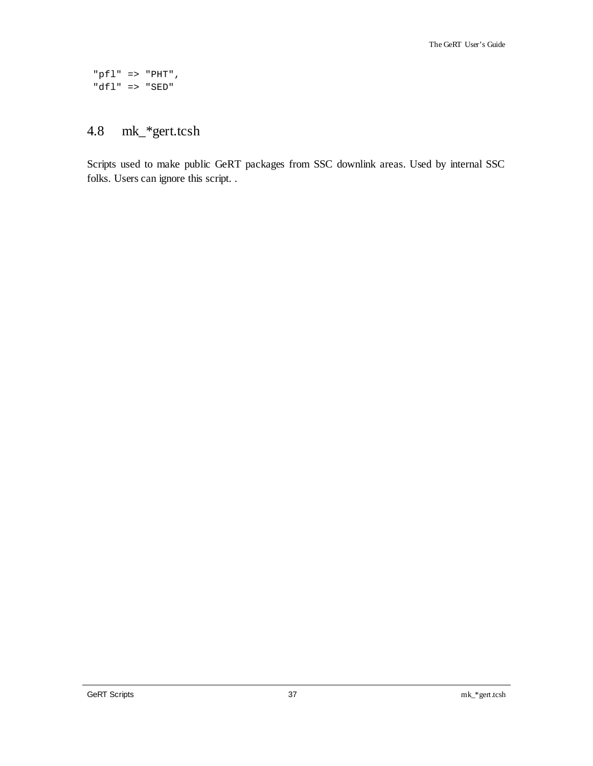```
"pfl" => "PHT",
"dfl" => "SED"
```

## 4.8 mk_*gert.tcsh

Scripts used to make public GeRT packages from SSC downlink areas. Used by internal SSC folks. Users can ignore this script. .